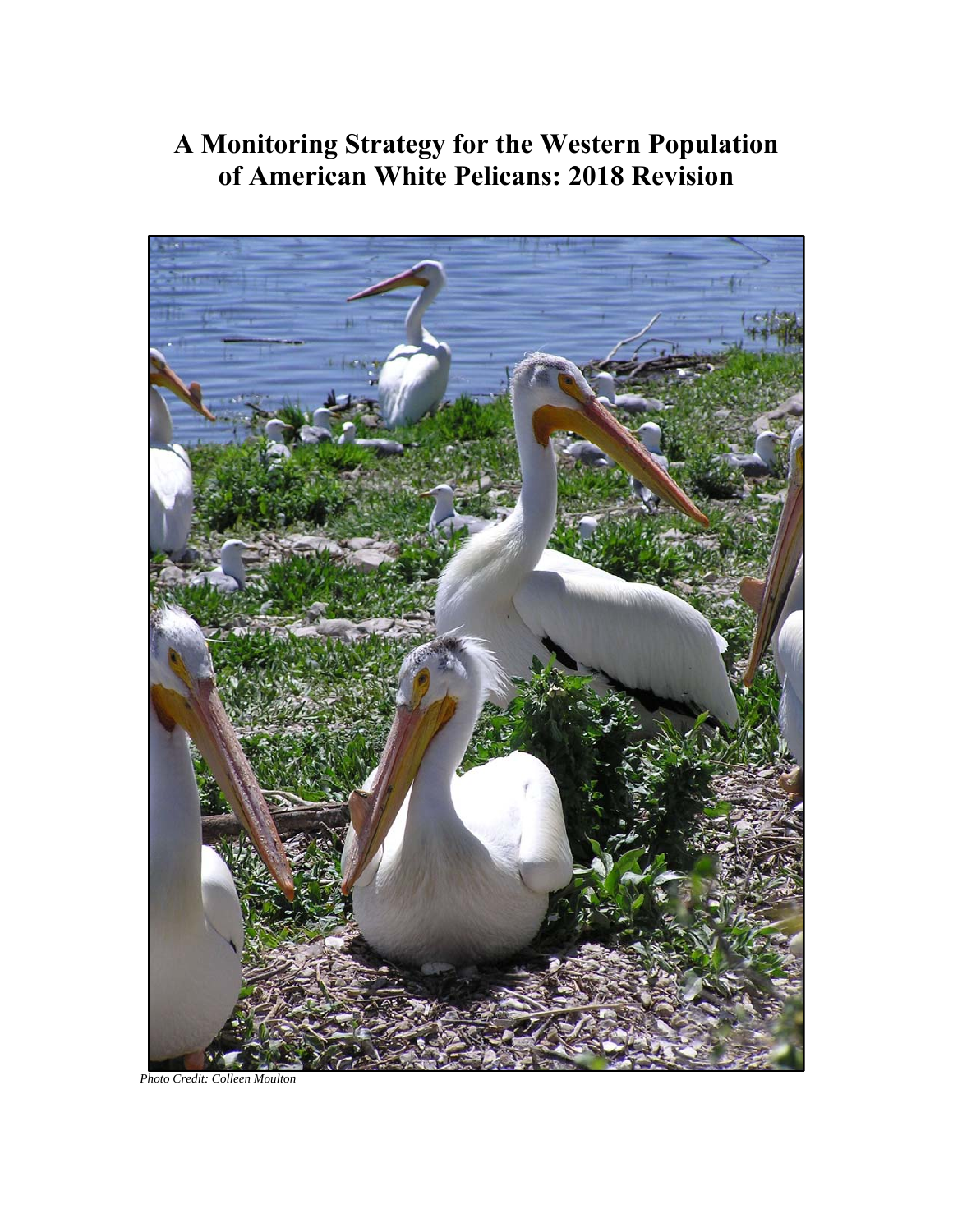# A Monitoring Strategy for the Western Population of American White Pelicans: 2018 Revision

*Photo Credit: Colleen Moulton*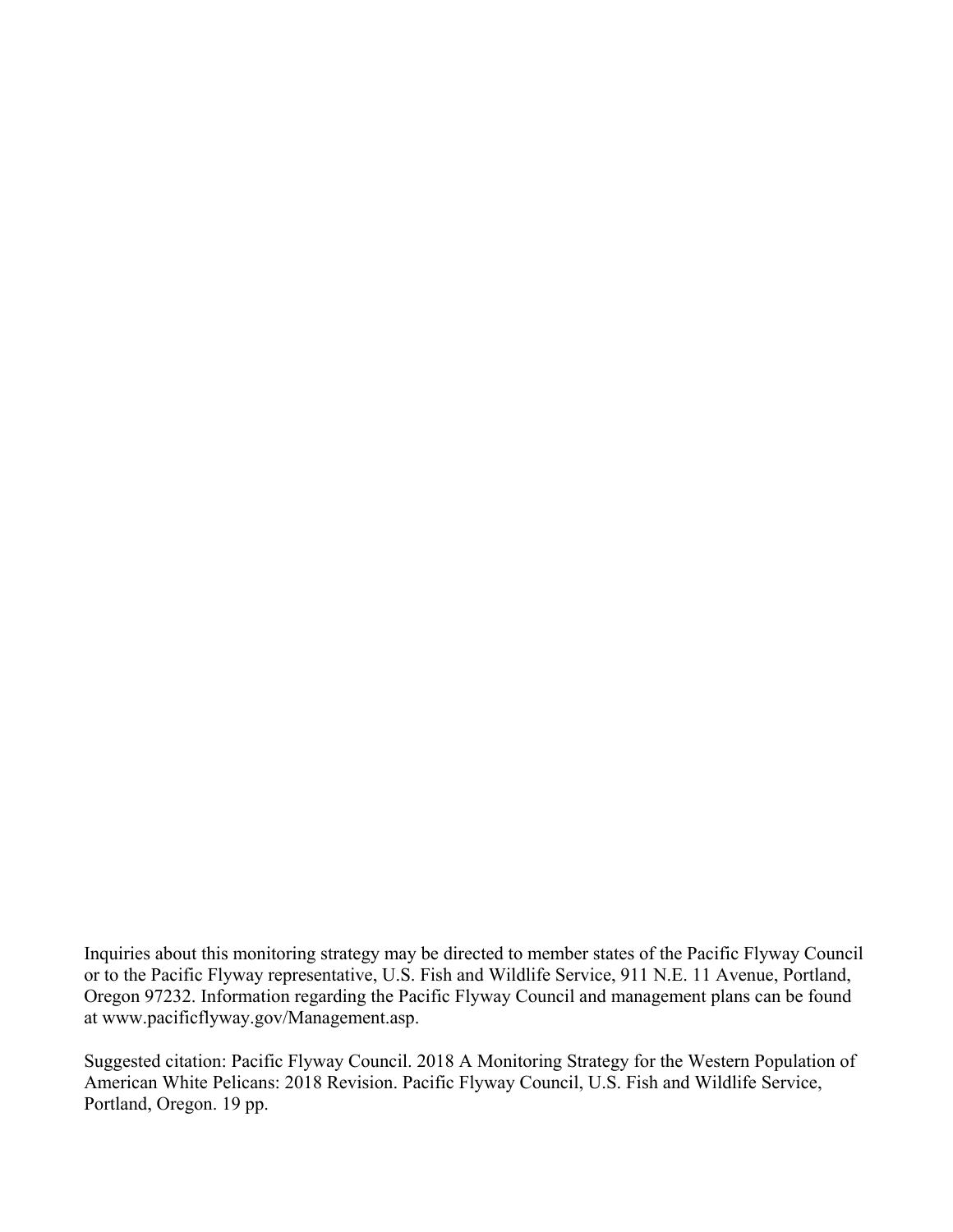Inquiries about this monitoring strategy may be directed to member states of the Pacific Flyway Council or to the Pacific Flyway representative, U.S. Fish and Wildlife Service, 911 N.E. 11 Avenue, Portland, Oregon 97232. Information regarding the Pacific Flyway Council and management plans can be found at www.pacificflyway.gov/Management.asp.

Suggested citation: Pacific Flyway Council. 2018 A Monitoring Strategy for the Western Population of American White Pelicans: 2018 Revision. Pacific Flyway Council, U.S. Fish and Wildlife Service, Portland, Oregon. 19 pp.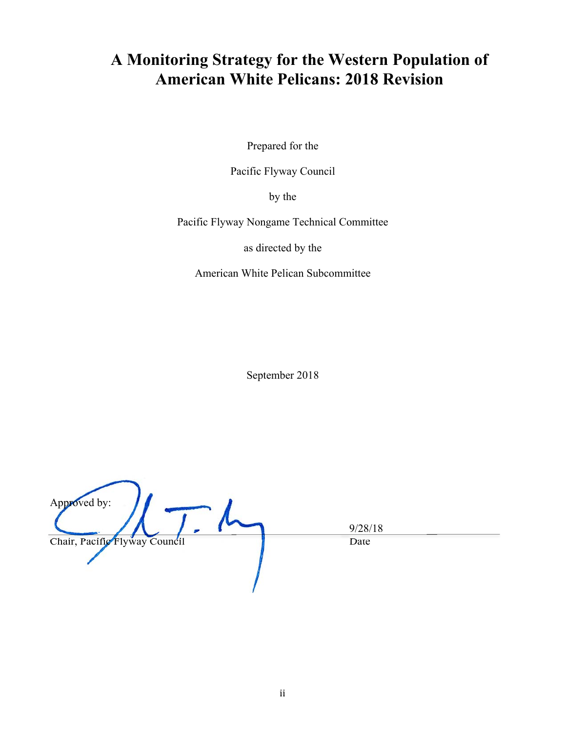# A Monitoring Strategy for the Western Population of American White Pelicans: 2018 Revision

Prepared for the

Pacific Flyway Council

by the

Pacific Flyway Nongame Technical Committee

as directed by the

American White Pelican Subcommittee

September 2018

Approved by:

Chair, Pacific Flyway Council

9/28/18

Date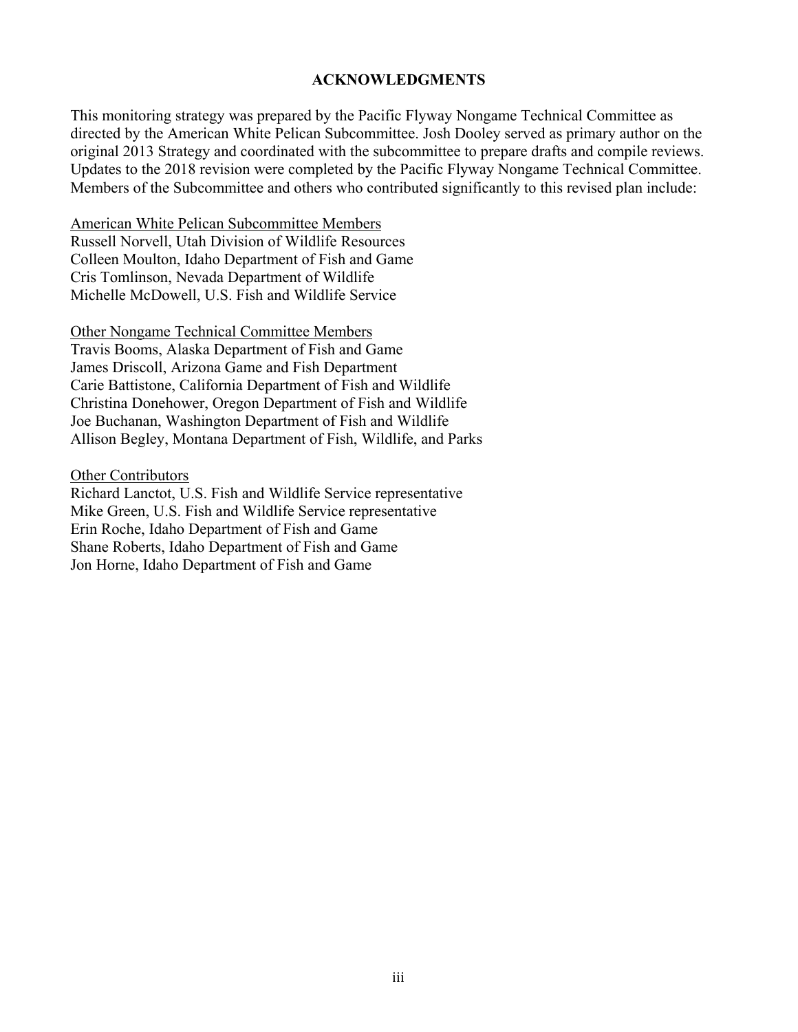## ACKNOWLEDGMENTS

This monitoring strategy was prepared by the Pacific Flyway Nongame Technical Committee as directed by the American White Pelican Subcommittee. Josh Dooley served as primary author on the original 2013 Strategy and coordinated with the subcommittee to prepare drafts and compile reviews. Updates to the 2018 revision were completed by the Pacific Flyway Nongame Technical Committee. Members of the Subcommittee and others who contributed significantly to this revised plan include:

<u>American White Pelican Subcommittee Members</u>
Russell Norvell, Utah Division of Wildlife Resources
Colleen Moulton, Idaho Department of Fish and Game
Cris Tomlinson, Nevada Department of Wildlife
Michelle McDowell, U.S. Fish and Wildlife Service

<u>Other Nongame Technical Committee Members</u>
Travis Booms, Alaska Department of Fish and Game
James Driscoll, Arizona Game and Fish Department
Carie Battistone, California Department of Fish and Wildlife
Christina Donehower, Oregon Department of Fish and Wildlife
Joe Buchanan, Washington Department of Fish and Wildlife
Allison Begley, Montana Department of Fish, Wildlife, and Parks

<u>Other Contributors</u>
Richard Lanctot, U.S. Fish and Wildlife Service representative
Mike Green, U.S. Fish and Wildlife Service representative
Erin Roche, Idaho Department of Fish and Game
Shane Roberts, Idaho Department of Fish and Game
Jon Horne, Idaho Department of Fish and Game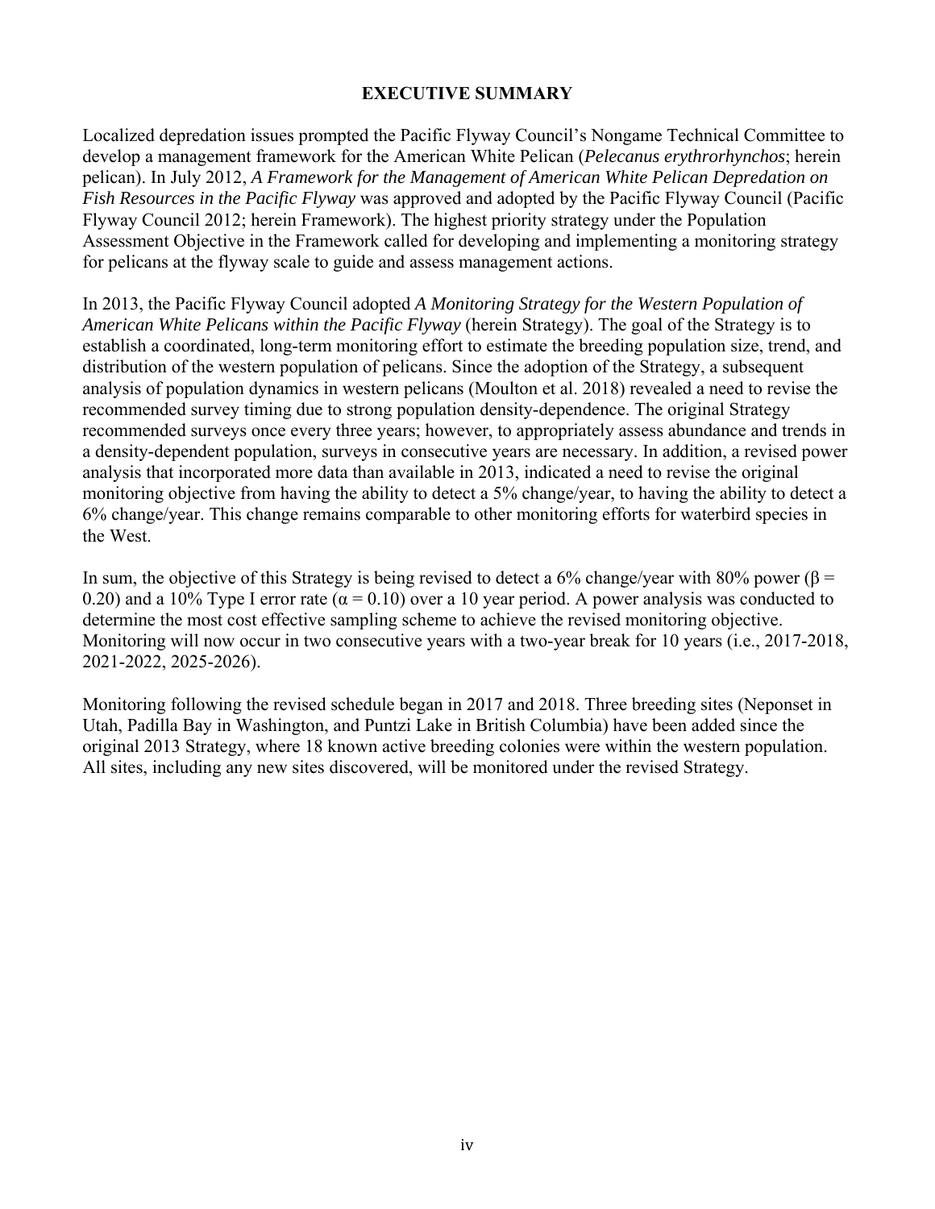## EXECUTIVE SUMMARY

Localized depredation issues prompted the Pacific Flyway Council's Nongame Technical Committee to develop a management framework for the American White Pelican (*Pelecanus erythrorhynchos*; herein pelican). In July 2012, *A Framework for the Management of American White Pelican Depredation on Fish Resources in the Pacific Flyway* was approved and adopted by the Pacific Flyway Council (Pacific Flyway Council 2012; herein Framework). The highest priority strategy under the Population Assessment Objective in the Framework called for developing and implementing a monitoring strategy for pelicans at the flyway scale to guide and assess management actions.

In 2013, the Pacific Flyway Council adopted *A Monitoring Strategy for the Western Population of American White Pelicans within the Pacific Flyway* (herein Strategy). The goal of the Strategy is to establish a coordinated, long-term monitoring effort to estimate the breeding population size, trend, and distribution of the western population of pelicans. Since the adoption of the Strategy, a subsequent analysis of population dynamics in western pelicans (Moulton et al. 2018) revealed a need to revise the recommended survey timing due to strong population density-dependence. The original Strategy recommended surveys once every three years; however, to appropriately assess abundance and trends in a density-dependent population, surveys in consecutive years are necessary. In addition, a revised power analysis that incorporated more data than available in 2013, indicated a need to revise the original monitoring objective from having the ability to detect a 5% change/year, to having the ability to detect a 6% change/year. This change remains comparable to other monitoring efforts for waterbird species in the West.

In sum, the objective of this Strategy is being revised to detect a 6% change/year with 80% power ($\beta$ = 0.20) and a 10% Type I error rate ($\alpha$ = 0.10) over a 10 year period. A power analysis was conducted to determine the most cost effective sampling scheme to achieve the revised monitoring objective. Monitoring will now occur in two consecutive years with a two-year break for 10 years (i.e., 2017-2018, 2021-2022, 2025-2026).

Monitoring following the revised schedule began in 2017 and 2018. Three breeding sites (Neponset in Utah, Padilla Bay in Washington, and Puntzi Lake in British Columbia) have been added since the original 2013 Strategy, where 18 known active breeding colonies were within the western population. All sites, including any new sites discovered, will be monitored under the revised Strategy.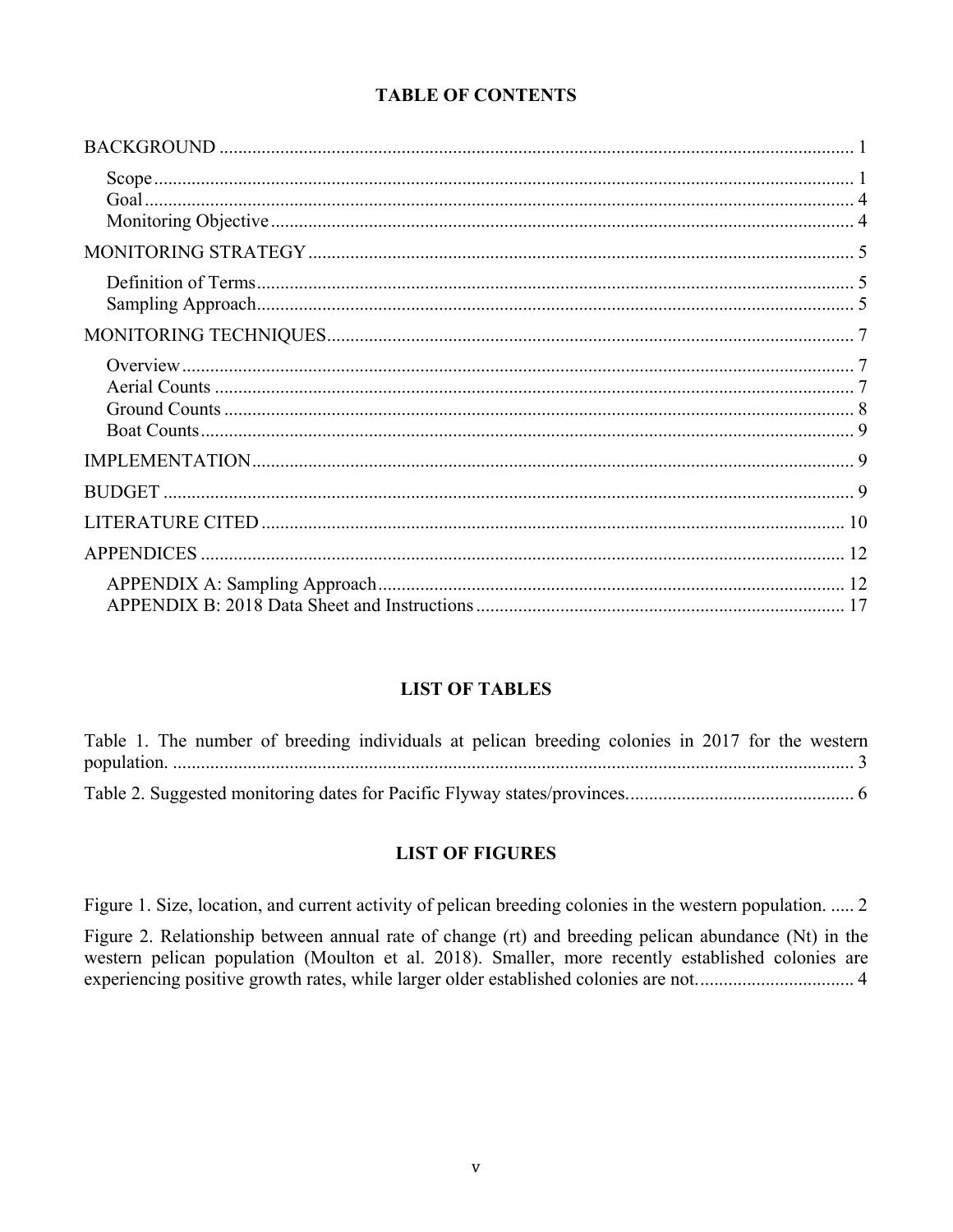## TABLE OF CONTENTS

BACKGROUND ........................................................................................................................ 1

- Scope ........................................................................................................................ 1
- Goal ........................................................................................................................ 4
- Monitoring Objective ........................................................................................................ 4

MONITORING STRATEGY ........................................................................................................ 5

- Definition of Terms ........................................................................................................ 5
- Sampling Approach ........................................................................................................ 5

MONITORING TECHNIQUES ........................................................................................................ 7

- Overview ........................................................................................................................ 7
- Aerial Counts ........................................................................................................................ 7
- Ground Counts ........................................................................................................................ 8
- Boat Counts ........................................................................................................................ 9

IMPLEMENTATION ........................................................................................................................ 9

BUDGET ........................................................................................................................ 9

LITERATURE CITED ........................................................................................................................ 10

APPENDICES ........................................................................................................................ 12

- APPENDIX A: Sampling Approach ........................................................................................................ 12
- APPENDIX B: 2018 Data Sheet and Instructions ........................................................................................................ 17

## LIST OF TABLES

Table 1. The number of breeding individuals at pelican breeding colonies in 2017 for the western population. ........................................................................................................................ 3

Table 2. Suggested monitoring dates for Pacific Flyway states/provinces. ........................................................................................................ 6

## LIST OF FIGURES

Figure 1. Size, location, and current activity of pelican breeding colonies in the western population. ..... 2

Figure 2. Relationship between annual rate of change (rt) and breeding pelican abundance (Nt) in the western pelican population (Moulton et al. 2018). Smaller, more recently established colonies are experiencing positive growth rates, while larger older established colonies are not. ........................................ 4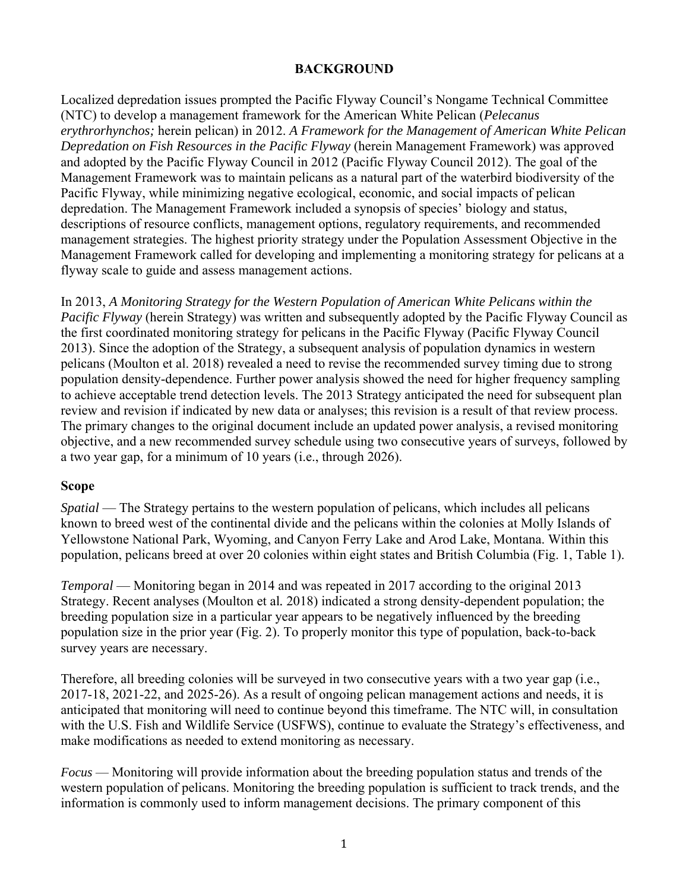## BACKGROUND

Localized depredation issues prompted the Pacific Flyway Council's Nongame Technical Committee (NTC) to develop a management framework for the American White Pelican (*Pelecanus erythrorhynchos;* herein pelican) in 2012. *A Framework for the Management of American White Pelican Depredation on Fish Resources in the Pacific Flyway* (herein Management Framework) was approved and adopted by the Pacific Flyway Council in 2012 (Pacific Flyway Council 2012). The goal of the Management Framework was to maintain pelicans as a natural part of the waterbird biodiversity of the Pacific Flyway, while minimizing negative ecological, economic, and social impacts of pelican depredation. The Management Framework included a synopsis of species' biology and status, descriptions of resource conflicts, management options, regulatory requirements, and recommended management strategies. The highest priority strategy under the Population Assessment Objective in the Management Framework called for developing and implementing a monitoring strategy for pelicans at a flyway scale to guide and assess management actions.

In 2013, *A Monitoring Strategy for the Western Population of American White Pelicans within the Pacific Flyway* (herein Strategy) was written and subsequently adopted by the Pacific Flyway Council as the first coordinated monitoring strategy for pelicans in the Pacific Flyway (Pacific Flyway Council 2013). Since the adoption of the Strategy, a subsequent analysis of population dynamics in western pelicans (Moulton et al. 2018) revealed a need to revise the recommended survey timing due to strong population density-dependence. Further power analysis showed the need for higher frequency sampling to achieve acceptable trend detection levels. The 2013 Strategy anticipated the need for subsequent plan review and revision if indicated by new data or analyses; this revision is a result of that review process. The primary changes to the original document include an updated power analysis, a revised monitoring objective, and a new recommended survey schedule using two consecutive years of surveys, followed by a two year gap, for a minimum of 10 years (i.e., through 2026).

### Scope

*Spatial* — The Strategy pertains to the western population of pelicans, which includes all pelicans known to breed west of the continental divide and the pelicans within the colonies at Molly Islands of Yellowstone National Park, Wyoming, and Canyon Ferry Lake and Arod Lake, Montana. Within this population, pelicans breed at over 20 colonies within eight states and British Columbia (Fig. 1, Table 1).

*Temporal* — Monitoring began in 2014 and was repeated in 2017 according to the original 2013 Strategy. Recent analyses (Moulton et al. 2018) indicated a strong density-dependent population; the breeding population size in a particular year appears to be negatively influenced by the breeding population size in the prior year (Fig. 2). To properly monitor this type of population, back-to-back survey years are necessary.

Therefore, all breeding colonies will be surveyed in two consecutive years with a two year gap (i.e., 2017-18, 2021-22, and 2025-26). As a result of ongoing pelican management actions and needs, it is anticipated that monitoring will need to continue beyond this timeframe. The NTC will, in consultation with the U.S. Fish and Wildlife Service (USFWS), continue to evaluate the Strategy's effectiveness, and make modifications as needed to extend monitoring as necessary.

*Focus* — Monitoring will provide information about the breeding population status and trends of the western population of pelicans. Monitoring the breeding population is sufficient to track trends, and the information is commonly used to inform management decisions. The primary component of this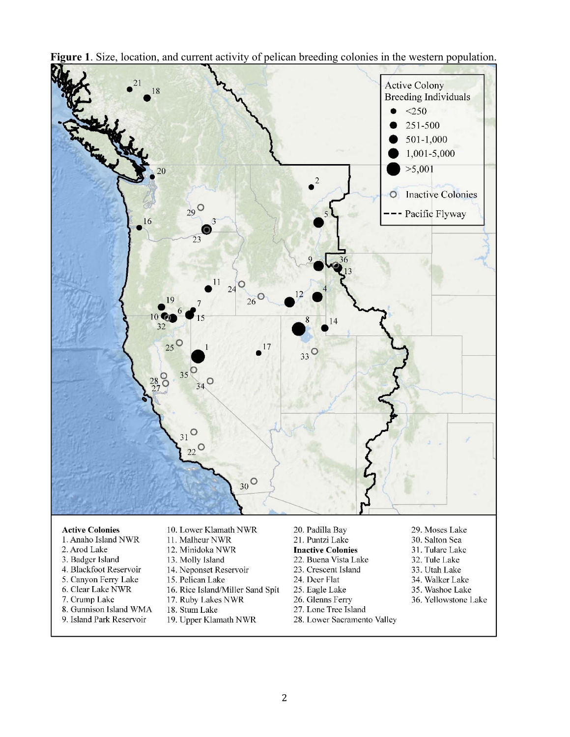**Figure 1**. Size, location, and current activity of pelican breeding colonies in the western population.

Active Colony Breeding Individuals
- <250
- 251-500
- 501-1,000
- 1,001-5,000
- >5,001

Inactive Colonies

Pacific Flyway

**Active Colonies**
1. Anaho Island NWR
2. Arod Lake
3. Badger Island
4. Blackfoot Reservoir
5. Canyon Ferry Lake
6. Clear Lake NWR
7. Crump Lake
8. Gunnison Island WMA
9. Island Park Reservoir
10. Lower Klamath NWR
11. Malheur NWR
12. Minidoka NWR
13. Molly Island
14. Neponset Reservoir
15. Pelican Lake
16. Rice Island/Miller Sand Spit
17. Ruby Lakes NWR
18. Stum Lake
19. Upper Klamath NWR
20. Padilla Bay
21. Puntzi Lake

**Inactive Colonies**

22. Buena Vista Lake
23. Crescent Island
24. Deer Flat
25. Eagle Lake
26. Glenns Ferry
27. Lone Tree Island
28. Lower Sacramento Valley
29. Moses Lake
30. Salton Sea
31. Tulare Lake
32. Tule Lake
33. Utah Lake
34. Walker Lake
35. Washoe Lake
36. Yellowstone Lake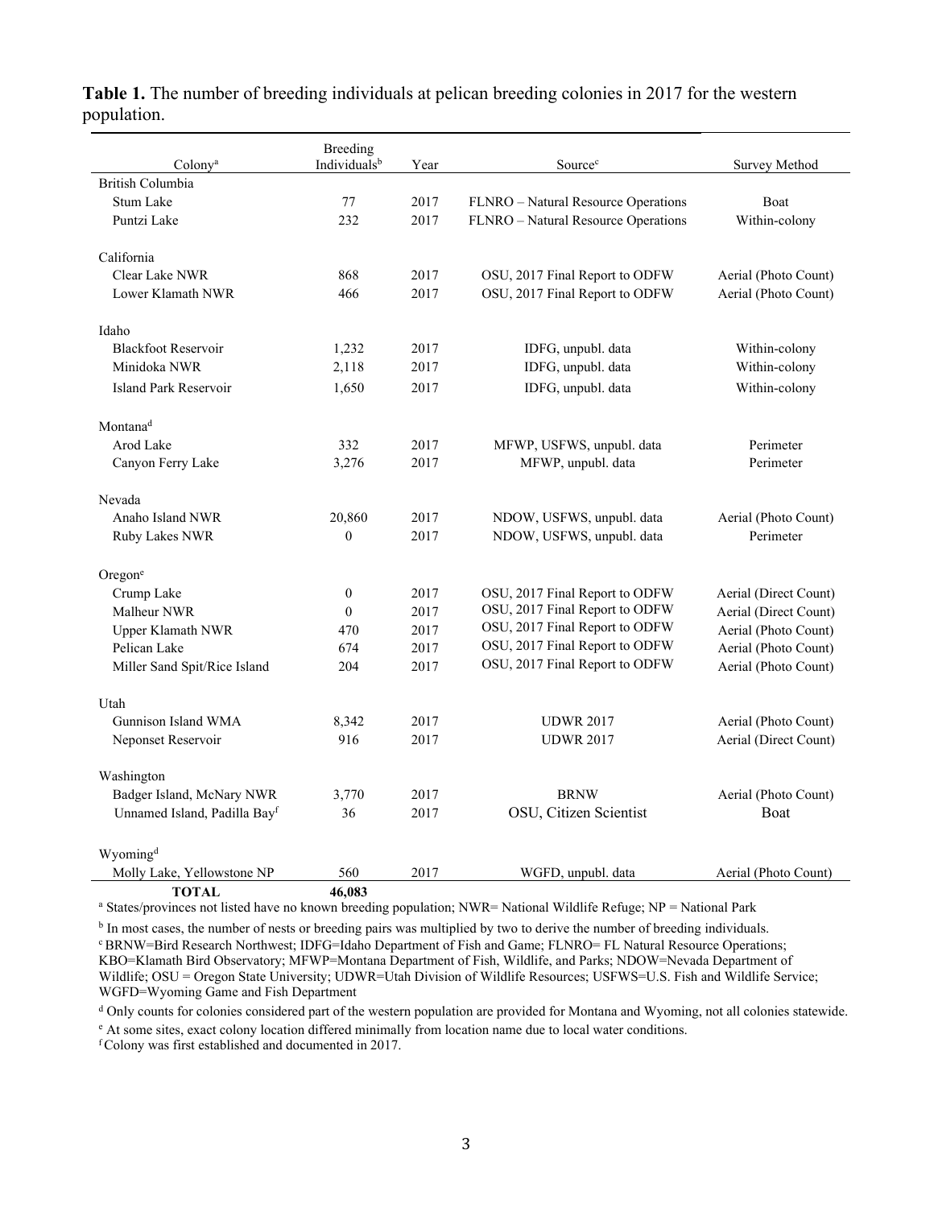**Table 1.** The number of breeding individuals at pelican breeding colonies in 2017 for the western population.

| Colony[a] | Breeding Individuals[b] | Year | Source[c] | Survey Method |
|---|---|---|---|---|
| British Columbia | | | | |
| Stum Lake | 77 | 2017 | FLNRO – Natural Resource Operations | Boat |
| Puntzi Lake | 232 | 2017 | FLNRO – Natural Resource Operations | Within-colony |
| California | | | | |
| Clear Lake NWR | 868 | 2017 | OSU, 2017 Final Report to ODFW | Aerial (Photo Count) |
| Lower Klamath NWR | 466 | 2017 | OSU, 2017 Final Report to ODFW | Aerial (Photo Count) |
| Idaho | | | | |
| Blackfoot Reservoir | 1,232 | 2017 | IDFG, unpubl. data | Within-colony |
| Minidoka NWR | 2,118 | 2017 | IDFG, unpubl. data | Within-colony |
| Island Park Reservoir | 1,650 | 2017 | IDFG, unpubl. data | Within-colony |
| Montana[d] | | | | |
| Arod Lake | 332 | 2017 | MFWP, USFWS, unpubl. data | Perimeter |
| Canyon Ferry Lake | 3,276 | 2017 | MFWP, unpubl. data | Perimeter |
| Nevada | | | | |
| Anaho Island NWR | 20,860 | 2017 | NDOW, USFWS, unpubl. data | Aerial (Photo Count) |
| Ruby Lakes NWR | 0 | 2017 | NDOW, USFWS, unpubl. data | Perimeter |
| Oregon[e] | | | | |
| Crump Lake | 0 | 2017 | OSU, 2017 Final Report to ODFW | Aerial (Direct Count) |
| Malheur NWR | 0 | 2017 | OSU, 2017 Final Report to ODFW | Aerial (Direct Count) |
| Upper Klamath NWR | 470 | 2017 | OSU, 2017 Final Report to ODFW | Aerial (Photo Count) |
| Pelican Lake | 674 | 2017 | OSU, 2017 Final Report to ODFW | Aerial (Photo Count) |
| Miller Sand Spit/Rice Island | 204 | 2017 | OSU, 2017 Final Report to ODFW | Aerial (Photo Count) |
| Utah | | | | |
| Gunnison Island WMA | 8,342 | 2017 | UDWR 2017 | Aerial (Photo Count) |
| Neponset Reservoir | 916 | 2017 | UDWR 2017 | Aerial (Direct Count) |
| Washington | | | | |
| Badger Island, McNary NWR | 3,770 | 2017 | BRNW | Aerial (Photo Count) |
| Unnamed Island, Padilla Bay[f] | 36 | 2017 | OSU, Citizen Scientist | Boat |
| Wyoming[d] | | | | |
| Molly Lake, Yellowstone NP | 560 | 2017 | WGFD, unpubl. data | Aerial (Photo Count) |
| **TOTAL** | **46,083** | | | |

[a] States/provinces not listed have no known breeding population; NWR= National Wildlife Refuge; NP = National Park

[b] In most cases, the number of nests or breeding pairs was multiplied by two to derive the number of breeding individuals.

[c] BRNW=Bird Research Northwest; IDFG=Idaho Department of Fish and Game; FLNRO= FL Natural Resource Operations; KBO=Klamath Bird Observatory; MFWP=Montana Department of Fish, Wildlife, and Parks; NDOW=Nevada Department of Wildlife; OSU = Oregon State University; UDWR=Utah Division of Wildlife Resources; USFWS=U.S. Fish and Wildlife Service; WGFD=Wyoming Game and Fish Department

[d] Only counts for colonies considered part of the western population are provided for Montana and Wyoming, not all colonies statewide.

[e] At some sites, exact colony location differed minimally from location name due to local water conditions.

[f] Colony was first established and documented in 2017.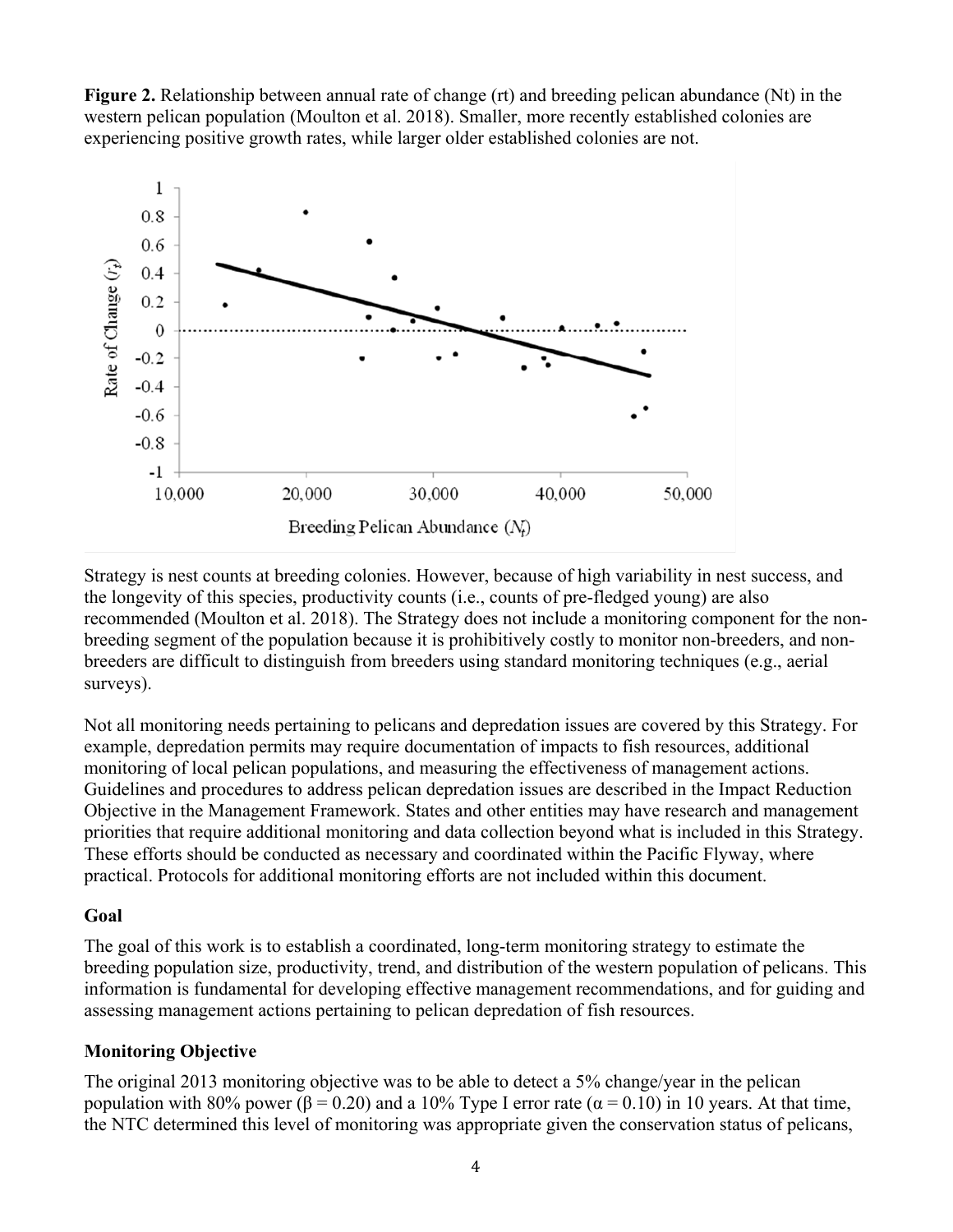**Figure 2.** Relationship between annual rate of change (rt) and breeding pelican abundance (Nt) in the western pelican population (Moulton et al. 2018). Smaller, more recently established colonies are experiencing positive growth rates, while larger older established colonies are not.

Strategy is nest counts at breeding colonies. However, because of high variability in nest success, and the longevity of this species, productivity counts (i.e., counts of pre-fledged young) are also recommended (Moulton et al. 2018). The Strategy does not include a monitoring component for the non-breeding segment of the population because it is prohibitively costly to monitor non-breeders, and non-breeders are difficult to distinguish from breeders using standard monitoring techniques (e.g., aerial surveys).

Not all monitoring needs pertaining to pelicans and depredation issues are covered by this Strategy. For example, depredation permits may require documentation of impacts to fish resources, additional monitoring of local pelican populations, and measuring the effectiveness of management actions. Guidelines and procedures to address pelican depredation issues are described in the Impact Reduction Objective in the Management Framework. States and other entities may have research and management priorities that require additional monitoring and data collection beyond what is included in this Strategy. These efforts should be conducted as necessary and coordinated within the Pacific Flyway, where practical. Protocols for additional monitoring efforts are not included within this document.

## Goal

The goal of this work is to establish a coordinated, long-term monitoring strategy to estimate the breeding population size, productivity, trend, and distribution of the western population of pelicans. This information is fundamental for developing effective management recommendations, and for guiding and assessing management actions pertaining to pelican depredation of fish resources.

## Monitoring Objective

The original 2013 monitoring objective was to be able to detect a 5% change/year in the pelican population with 80% power ($\beta = 0.20$) and a 10% Type I error rate ($\alpha = 0.10$) in 10 years. At that time, the NTC determined this level of monitoring was appropriate given the conservation status of pelicans,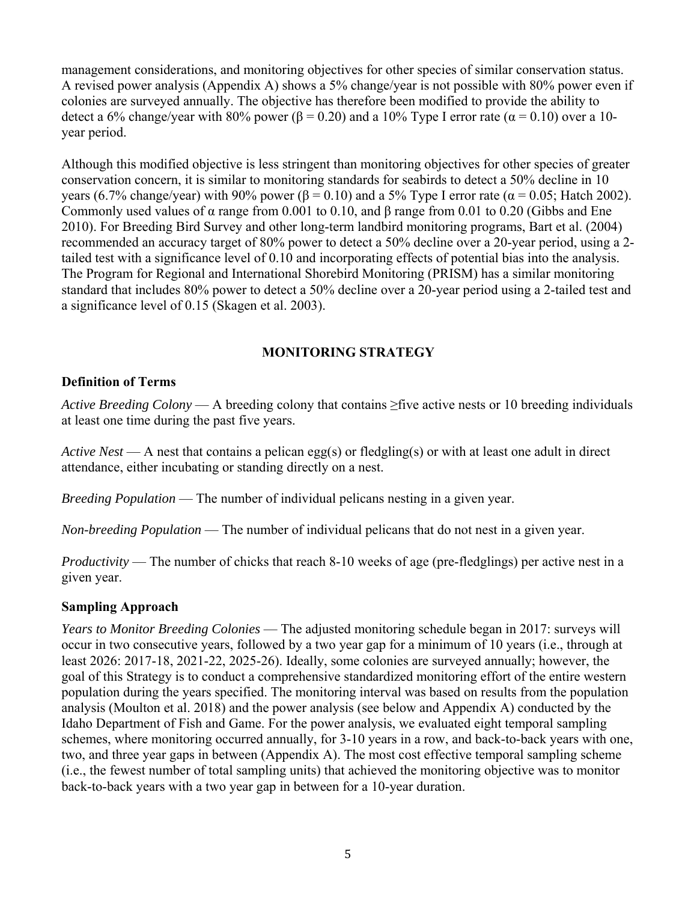management considerations, and monitoring objectives for other species of similar conservation status. A revised power analysis (Appendix A) shows a 5% change/year is not possible with 80% power even if colonies are surveyed annually. The objective has therefore been modified to provide the ability to detect a 6% change/year with 80% power ($\beta = 0.20$) and a 10% Type I error rate ($\alpha = 0.10$) over a 10-year period.

Although this modified objective is less stringent than monitoring objectives for other species of greater conservation concern, it is similar to monitoring standards for seabirds to detect a 50% decline in 10 years (6.7% change/year) with 90% power ($\beta = 0.10$) and a 5% Type I error rate ($\alpha = 0.05$; Hatch 2002). Commonly used values of $\alpha$ range from 0.001 to 0.10, and $\beta$ range from 0.01 to 0.20 (Gibbs and Ene 2010). For Breeding Bird Survey and other long-term landbird monitoring programs, Bart et al. (2004) recommended an accuracy target of 80% power to detect a 50% decline over a 20-year period, using a 2-tailed test with a significance level of 0.10 and incorporating effects of potential bias into the analysis. The Program for Regional and International Shorebird Monitoring (PRISM) has a similar monitoring standard that includes 80% power to detect a 50% decline over a 20-year period using a 2-tailed test and a significance level of 0.15 (Skagen et al. 2003).

## MONITORING STRATEGY

### Definition of Terms

*Active Breeding Colony* — A breeding colony that contains ≥five active nests or 10 breeding individuals at least one time during the past five years.

*Active Nest* — A nest that contains a pelican egg(s) or fledgling(s) or with at least one adult in direct attendance, either incubating or standing directly on a nest.

*Breeding Population* — The number of individual pelicans nesting in a given year.

*Non-breeding Population* — The number of individual pelicans that do not nest in a given year.

*Productivity* — The number of chicks that reach 8-10 weeks of age (pre-fledglings) per active nest in a given year.

### Sampling Approach

*Years to Monitor Breeding Colonies* — The adjusted monitoring schedule began in 2017: surveys will occur in two consecutive years, followed by a two year gap for a minimum of 10 years (i.e., through at least 2026: 2017-18, 2021-22, 2025-26). Ideally, some colonies are surveyed annually; however, the goal of this Strategy is to conduct a comprehensive standardized monitoring effort of the entire western population during the years specified. The monitoring interval was based on results from the population analysis (Moulton et al. 2018) and the power analysis (see below and Appendix A) conducted by the Idaho Department of Fish and Game. For the power analysis, we evaluated eight temporal sampling schemes, where monitoring occurred annually, for 3-10 years in a row, and back-to-back years with one, two, and three year gaps in between (Appendix A). The most cost effective temporal sampling scheme (i.e., the fewest number of total sampling units) that achieved the monitoring objective was to monitor back-to-back years with a two year gap in between for a 10-year duration.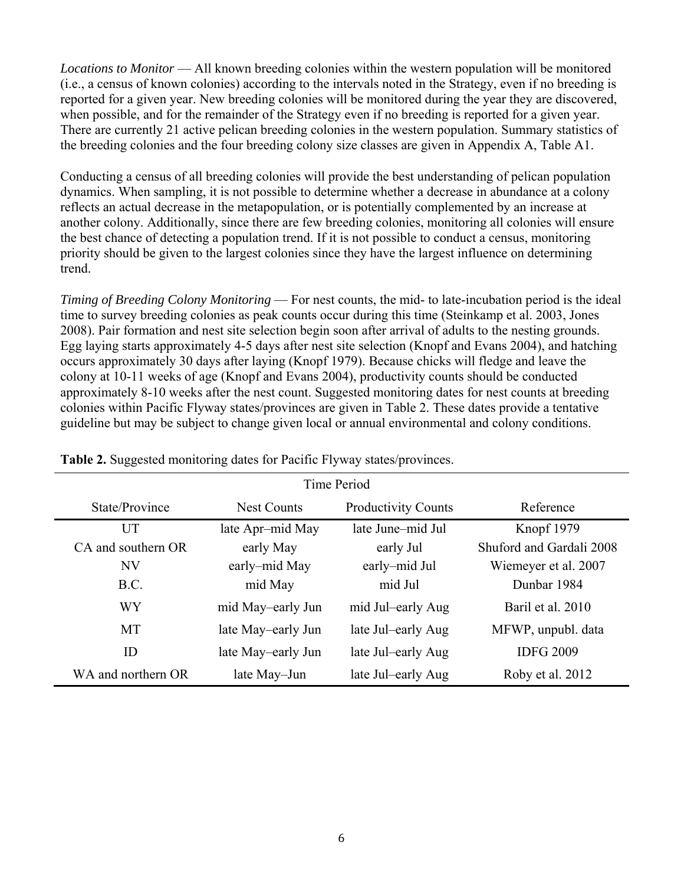*Locations to Monitor* — All known breeding colonies within the western population will be monitored (i.e., a census of known colonies) according to the intervals noted in the Strategy, even if no breeding is reported for a given year. New breeding colonies will be monitored during the year they are discovered, when possible, and for the remainder of the Strategy even if no breeding is reported for a given year. There are currently 21 active pelican breeding colonies in the western population. Summary statistics of the breeding colonies and the four breeding colony size classes are given in Appendix A, Table A1.

Conducting a census of all breeding colonies will provide the best understanding of pelican population dynamics. When sampling, it is not possible to determine whether a decrease in abundance at a colony reflects an actual decrease in the metapopulation, or is potentially complemented by an increase at another colony. Additionally, since there are few breeding colonies, monitoring all colonies will ensure the best chance of detecting a population trend. If it is not possible to conduct a census, monitoring priority should be given to the largest colonies since they have the largest influence on determining trend.

*Timing of Breeding Colony Monitoring* — For nest counts, the mid- to late-incubation period is the ideal time to survey breeding colonies as peak counts occur during this time (Steinkamp et al. 2003, Jones 2008). Pair formation and nest site selection begin soon after arrival of adults to the nesting grounds. Egg laying starts approximately 4-5 days after nest site selection (Knopf and Evans 2004), and hatching occurs approximately 30 days after laying (Knopf 1979). Because chicks will fledge and leave the colony at 10-11 weeks of age (Knopf and Evans 2004), productivity counts should be conducted approximately 8-10 weeks after the nest count. Suggested monitoring dates for nest counts at breeding colonies within Pacific Flyway states/provinces are given in Table 2. These dates provide a tentative guideline but may be subject to change given local or annual environmental and colony conditions.

**Table 2.** Suggested monitoring dates for Pacific Flyway states/provinces.

| | Time Period | | |
|---|---|---|---|
| State/Province | Nest Counts | Productivity Counts | Reference |
| UT | late Apr–mid May | late June–mid Jul | Knopf 1979 |
| CA and southern OR | early May | early Jul | Shuford and Gardali 2008 |
| NV | early–mid May | early–mid Jul | Wiemeyer et al. 2007 |
| B.C. | mid May | mid Jul | Dunbar 1984 |
| WY | mid May–early Jun | mid Jul–early Aug | Baril et al. 2010 |
| MT | late May–early Jun | late Jul–early Aug | MFWP, unpubl. data |
| ID | late May–early Jun | late Jul–early Aug | IDFG 2009 |
| WA and northern OR | late May–Jun | late Jul–early Aug | Roby et al. 2012 |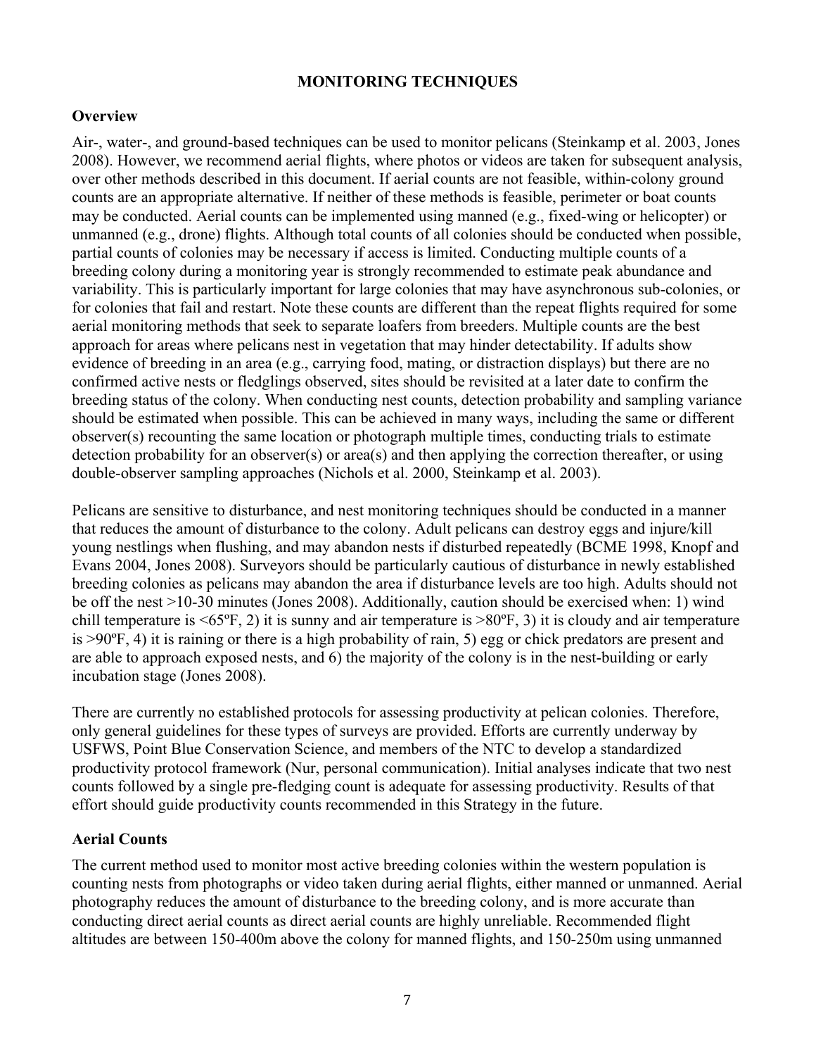# MONITORING TECHNIQUES

## Overview

Air-, water-, and ground-based techniques can be used to monitor pelicans (Steinkamp et al. 2003, Jones 2008). However, we recommend aerial flights, where photos or videos are taken for subsequent analysis, over other methods described in this document. If aerial counts are not feasible, within-colony ground counts are an appropriate alternative. If neither of these methods is feasible, perimeter or boat counts may be conducted. Aerial counts can be implemented using manned (e.g., fixed-wing or helicopter) or unmanned (e.g., drone) flights. Although total counts of all colonies should be conducted when possible, partial counts of colonies may be necessary if access is limited. Conducting multiple counts of a breeding colony during a monitoring year is strongly recommended to estimate peak abundance and variability. This is particularly important for large colonies that may have asynchronous sub-colonies, or for colonies that fail and restart. Note these counts are different than the repeat flights required for some aerial monitoring methods that seek to separate loafers from breeders. Multiple counts are the best approach for areas where pelicans nest in vegetation that may hinder detectability. If adults show evidence of breeding in an area (e.g., carrying food, mating, or distraction displays) but there are no confirmed active nests or fledglings observed, sites should be revisited at a later date to confirm the breeding status of the colony. When conducting nest counts, detection probability and sampling variance should be estimated when possible. This can be achieved in many ways, including the same or different observer(s) recounting the same location or photograph multiple times, conducting trials to estimate detection probability for an observer(s) or area(s) and then applying the correction thereafter, or using double-observer sampling approaches (Nichols et al. 2000, Steinkamp et al. 2003).

Pelicans are sensitive to disturbance, and nest monitoring techniques should be conducted in a manner that reduces the amount of disturbance to the colony. Adult pelicans can destroy eggs and injure/kill young nestlings when flushing, and may abandon nests if disturbed repeatedly (BCME 1998, Knopf and Evans 2004, Jones 2008). Surveyors should be particularly cautious of disturbance in newly established breeding colonies as pelicans may abandon the area if disturbance levels are too high. Adults should not be off the nest >10-30 minutes (Jones 2008). Additionally, caution should be exercised when: 1) wind chill temperature is <65ºF, 2) it is sunny and air temperature is >80ºF, 3) it is cloudy and air temperature is >90ºF, 4) it is raining or there is a high probability of rain, 5) egg or chick predators are present and are able to approach exposed nests, and 6) the majority of the colony is in the nest-building or early incubation stage (Jones 2008).

There are currently no established protocols for assessing productivity at pelican colonies. Therefore, only general guidelines for these types of surveys are provided. Efforts are currently underway by USFWS, Point Blue Conservation Science, and members of the NTC to develop a standardized productivity protocol framework (Nur, personal communication). Initial analyses indicate that two nest counts followed by a single pre-fledging count is adequate for assessing productivity. Results of that effort should guide productivity counts recommended in this Strategy in the future.

## Aerial Counts

The current method used to monitor most active breeding colonies within the western population is counting nests from photographs or video taken during aerial flights, either manned or unmanned. Aerial photography reduces the amount of disturbance to the breeding colony, and is more accurate than conducting direct aerial counts as direct aerial counts are highly unreliable. Recommended flight altitudes are between 150-400m above the colony for manned flights, and 150-250m using unmanned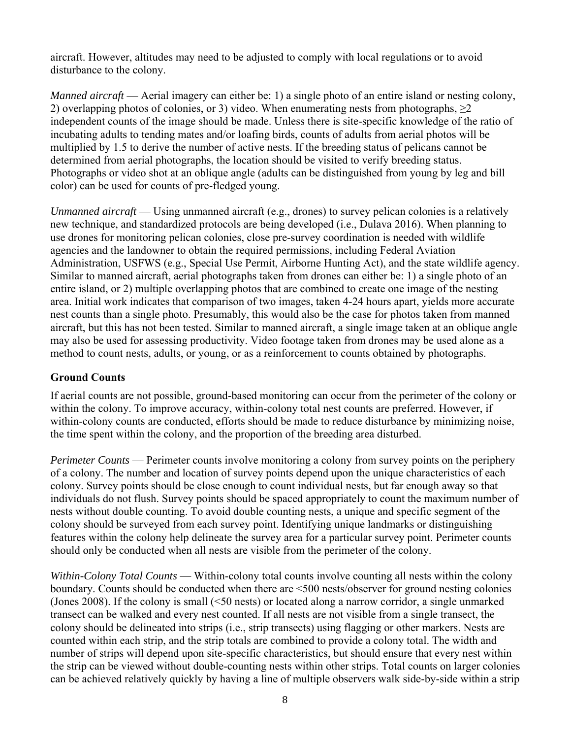aircraft. However, altitudes may need to be adjusted to comply with local regulations or to avoid disturbance to the colony.

*Manned aircraft* — Aerial imagery can either be: 1) a single photo of an entire island or nesting colony, 2) overlapping photos of colonies, or 3) video. When enumerating nests from photographs, ≥2 independent counts of the image should be made. Unless there is site-specific knowledge of the ratio of incubating adults to tending mates and/or loafing birds, counts of adults from aerial photos will be multiplied by 1.5 to derive the number of active nests. If the breeding status of pelicans cannot be determined from aerial photographs, the location should be visited to verify breeding status. Photographs or video shot at an oblique angle (adults can be distinguished from young by leg and bill color) can be used for counts of pre-fledged young.

*Unmanned aircraft* — Using unmanned aircraft (e.g., drones) to survey pelican colonies is a relatively new technique, and standardized protocols are being developed (i.e., Dulava 2016). When planning to use drones for monitoring pelican colonies, close pre-survey coordination is needed with wildlife agencies and the landowner to obtain the required permissions, including Federal Aviation Administration, USFWS (e.g., Special Use Permit, Airborne Hunting Act), and the state wildlife agency. Similar to manned aircraft, aerial photographs taken from drones can either be: 1) a single photo of an entire island, or 2) multiple overlapping photos that are combined to create one image of the nesting area. Initial work indicates that comparison of two images, taken 4-24 hours apart, yields more accurate nest counts than a single photo. Presumably, this would also be the case for photos taken from manned aircraft, but this has not been tested. Similar to manned aircraft, a single image taken at an oblique angle may also be used for assessing productivity. Video footage taken from drones may be used alone as a method to count nests, adults, or young, or as a reinforcement to counts obtained by photographs.

## Ground Counts

If aerial counts are not possible, ground-based monitoring can occur from the perimeter of the colony or within the colony. To improve accuracy, within-colony total nest counts are preferred. However, if within-colony counts are conducted, efforts should be made to reduce disturbance by minimizing noise, the time spent within the colony, and the proportion of the breeding area disturbed.

*Perimeter Counts* — Perimeter counts involve monitoring a colony from survey points on the periphery of a colony. The number and location of survey points depend upon the unique characteristics of each colony. Survey points should be close enough to count individual nests, but far enough away so that individuals do not flush. Survey points should be spaced appropriately to count the maximum number of nests without double counting. To avoid double counting nests, a unique and specific segment of the colony should be surveyed from each survey point. Identifying unique landmarks or distinguishing features within the colony help delineate the survey area for a particular survey point. Perimeter counts should only be conducted when all nests are visible from the perimeter of the colony.

*Within-Colony Total Counts* — Within-colony total counts involve counting all nests within the colony boundary. Counts should be conducted when there are <500 nests/observer for ground nesting colonies (Jones 2008). If the colony is small (<50 nests) or located along a narrow corridor, a single unmarked transect can be walked and every nest counted. If all nests are not visible from a single transect, the colony should be delineated into strips (i.e., strip transects) using flagging or other markers. Nests are counted within each strip, and the strip totals are combined to provide a colony total. The width and number of strips will depend upon site-specific characteristics, but should ensure that every nest within the strip can be viewed without double-counting nests within other strips. Total counts on larger colonies can be achieved relatively quickly by having a line of multiple observers walk side-by-side within a strip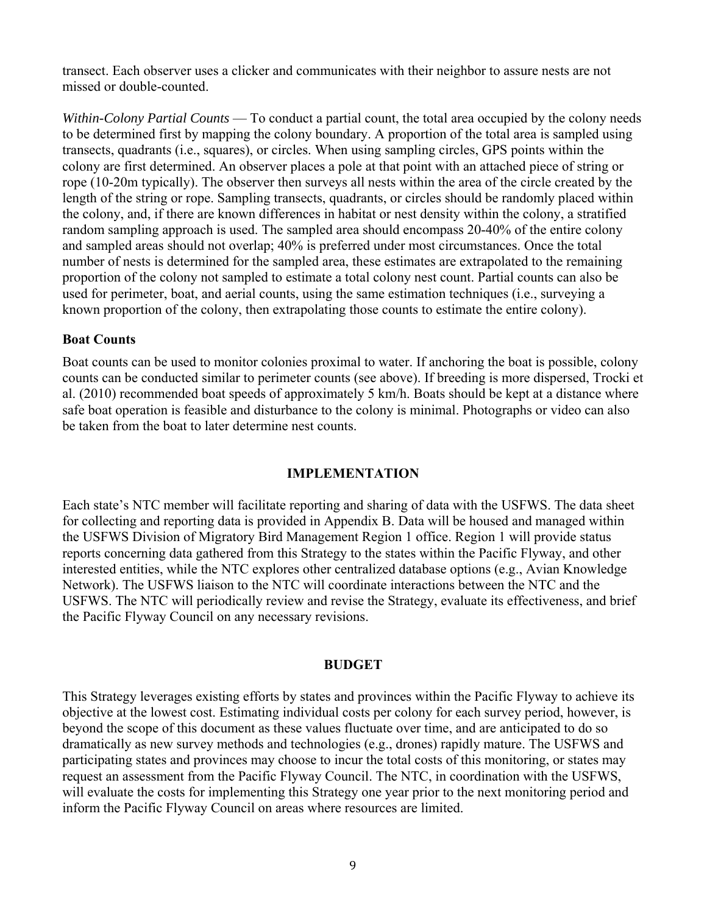transect. Each observer uses a clicker and communicates with their neighbor to assure nests are not missed or double-counted.

*Within-Colony Partial Counts* — To conduct a partial count, the total area occupied by the colony needs to be determined first by mapping the colony boundary. A proportion of the total area is sampled using transects, quadrants (i.e., squares), or circles. When using sampling circles, GPS points within the colony are first determined. An observer places a pole at that point with an attached piece of string or rope (10-20m typically). The observer then surveys all nests within the area of the circle created by the length of the string or rope. Sampling transects, quadrants, or circles should be randomly placed within the colony, and, if there are known differences in habitat or nest density within the colony, a stratified random sampling approach is used. The sampled area should encompass 20-40% of the entire colony and sampled areas should not overlap; 40% is preferred under most circumstances. Once the total number of nests is determined for the sampled area, these estimates are extrapolated to the remaining proportion of the colony not sampled to estimate a total colony nest count. Partial counts can also be used for perimeter, boat, and aerial counts, using the same estimation techniques (i.e., surveying a known proportion of the colony, then extrapolating those counts to estimate the entire colony).

**Boat Counts**

Boat counts can be used to monitor colonies proximal to water. If anchoring the boat is possible, colony counts can be conducted similar to perimeter counts (see above). If breeding is more dispersed, Trocki et al. (2010) recommended boat speeds of approximately 5 km/h. Boats should be kept at a distance where safe boat operation is feasible and disturbance to the colony is minimal. Photographs or video can also be taken from the boat to later determine nest counts.

## IMPLEMENTATION

Each state's NTC member will facilitate reporting and sharing of data with the USFWS. The data sheet for collecting and reporting data is provided in Appendix B. Data will be housed and managed within the USFWS Division of Migratory Bird Management Region 1 office. Region 1 will provide status reports concerning data gathered from this Strategy to the states within the Pacific Flyway, and other interested entities, while the NTC explores other centralized database options (e.g., Avian Knowledge Network). The USFWS liaison to the NTC will coordinate interactions between the NTC and the USFWS. The NTC will periodically review and revise the Strategy, evaluate its effectiveness, and brief the Pacific Flyway Council on any necessary revisions.

## BUDGET

This Strategy leverages existing efforts by states and provinces within the Pacific Flyway to achieve its objective at the lowest cost. Estimating individual costs per colony for each survey period, however, is beyond the scope of this document as these values fluctuate over time, and are anticipated to do so dramatically as new survey methods and technologies (e.g., drones) rapidly mature. The USFWS and participating states and provinces may choose to incur the total costs of this monitoring, or states may request an assessment from the Pacific Flyway Council. The NTC, in coordination with the USFWS, will evaluate the costs for implementing this Strategy one year prior to the next monitoring period and inform the Pacific Flyway Council on areas where resources are limited.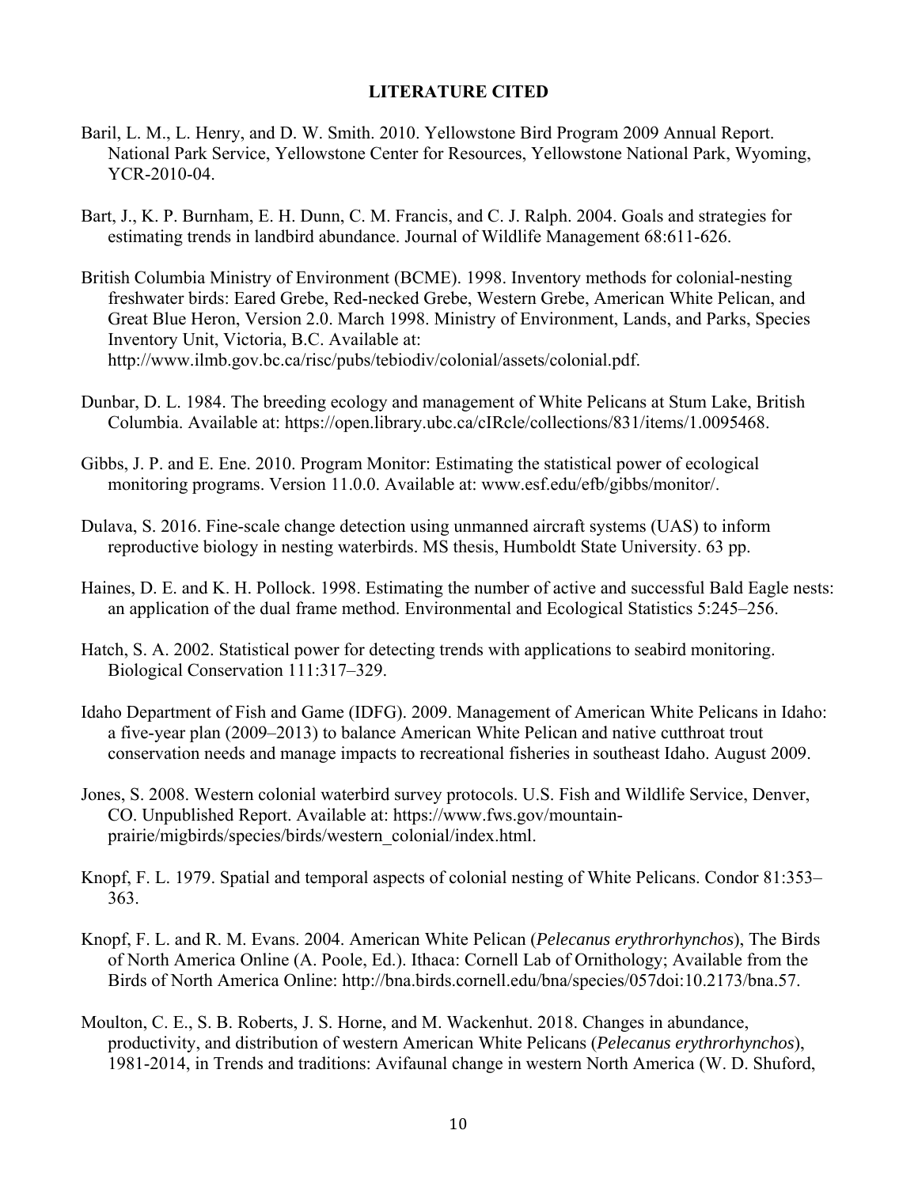## LITERATURE CITED

Baril, L. M., L. Henry, and D. W. Smith. 2010. Yellowstone Bird Program 2009 Annual Report. National Park Service, Yellowstone Center for Resources, Yellowstone National Park, Wyoming, YCR-2010-04.

Bart, J., K. P. Burnham, E. H. Dunn, C. M. Francis, and C. J. Ralph. 2004. Goals and strategies for estimating trends in landbird abundance. Journal of Wildlife Management 68:611-626.

British Columbia Ministry of Environment (BCME). 1998. Inventory methods for colonial-nesting freshwater birds: Eared Grebe, Red-necked Grebe, Western Grebe, American White Pelican, and Great Blue Heron, Version 2.0. March 1998. Ministry of Environment, Lands, and Parks, Species Inventory Unit, Victoria, B.C. Available at: http://www.ilmb.gov.bc.ca/risc/pubs/tebiodiv/colonial/assets/colonial.pdf.

Dunbar, D. L. 1984. The breeding ecology and management of White Pelicans at Stum Lake, British Columbia. Available at: https://open.library.ubc.ca/cIRcle/collections/831/items/1.0095468.

Gibbs, J. P. and E. Ene. 2010. Program Monitor: Estimating the statistical power of ecological monitoring programs. Version 11.0.0. Available at: www.esf.edu/efb/gibbs/monitor/.

Dulava, S. 2016. Fine-scale change detection using unmanned aircraft systems (UAS) to inform reproductive biology in nesting waterbirds. MS thesis, Humboldt State University. 63 pp.

Haines, D. E. and K. H. Pollock. 1998. Estimating the number of active and successful Bald Eagle nests: an application of the dual frame method. Environmental and Ecological Statistics 5:245–256.

Hatch, S. A. 2002. Statistical power for detecting trends with applications to seabird monitoring. Biological Conservation 111:317–329.

Idaho Department of Fish and Game (IDFG). 2009. Management of American White Pelicans in Idaho: a five-year plan (2009–2013) to balance American White Pelican and native cutthroat trout conservation needs and manage impacts to recreational fisheries in southeast Idaho. August 2009.

Jones, S. 2008. Western colonial waterbird survey protocols. U.S. Fish and Wildlife Service, Denver, CO. Unpublished Report. Available at: https://www.fws.gov/mountain-prairie/migbirds/species/birds/western_colonial/index.html.

Knopf, F. L. 1979. Spatial and temporal aspects of colonial nesting of White Pelicans. Condor 81:353–363.

Knopf, F. L. and R. M. Evans. 2004. American White Pelican (*Pelecanus erythrorhynchos*), The Birds of North America Online (A. Poole, Ed.). Ithaca: Cornell Lab of Ornithology; Available from the Birds of North America Online: http://bna.birds.cornell.edu/bna/species/057doi:10.2173/bna.57.

Moulton, C. E., S. B. Roberts, J. S. Horne, and M. Wackenhut. 2018. Changes in abundance, productivity, and distribution of western American White Pelicans (*Pelecanus erythrorhynchos*), 1981-2014, in Trends and traditions: Avifaunal change in western North America (W. D. Shuford,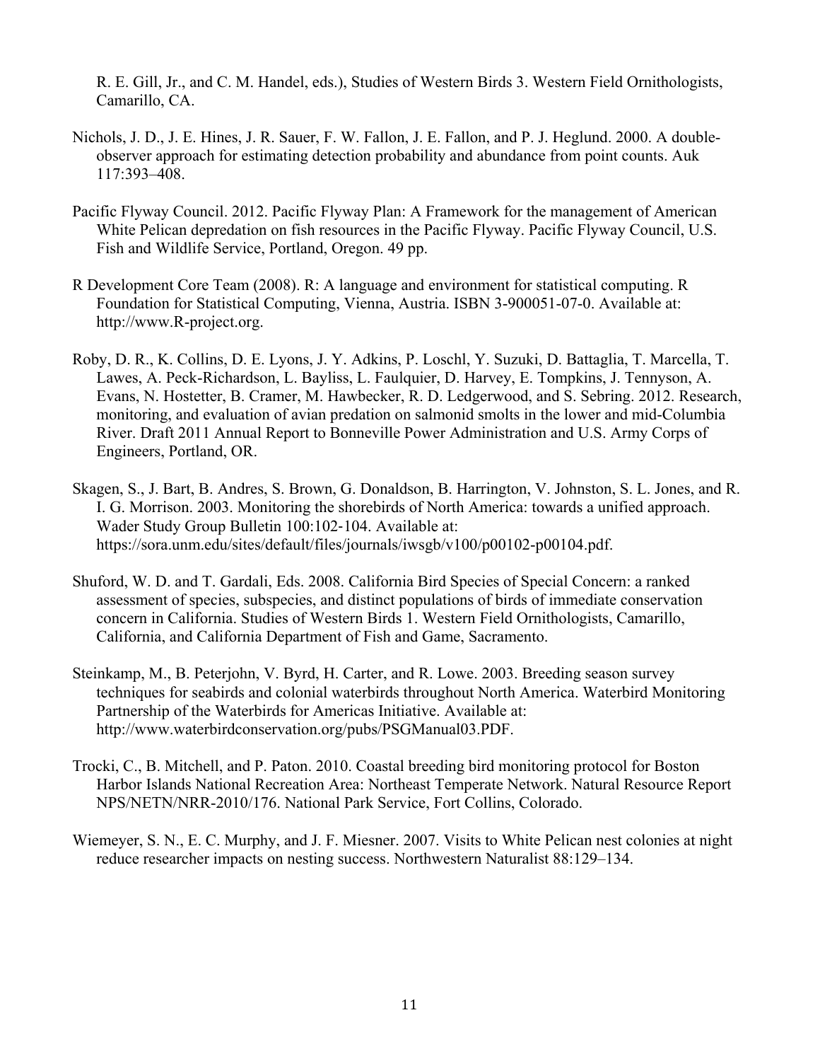R. E. Gill, Jr., and C. M. Handel, eds.), Studies of Western Birds 3. Western Field Ornithologists, Camarillo, CA.

Nichols, J. D., J. E. Hines, J. R. Sauer, F. W. Fallon, J. E. Fallon, and P. J. Heglund. 2000. A double-observer approach for estimating detection probability and abundance from point counts. Auk 117:393–408.

Pacific Flyway Council. 2012. Pacific Flyway Plan: A Framework for the management of American White Pelican depredation on fish resources in the Pacific Flyway. Pacific Flyway Council, U.S. Fish and Wildlife Service, Portland, Oregon. 49 pp.

R Development Core Team (2008). R: A language and environment for statistical computing. R Foundation for Statistical Computing, Vienna, Austria. ISBN 3-900051-07-0. Available at: http://www.R-project.org.

Roby, D. R., K. Collins, D. E. Lyons, J. Y. Adkins, P. Loschl, Y. Suzuki, D. Battaglia, T. Marcella, T. Lawes, A. Peck-Richardson, L. Bayliss, L. Faulquier, D. Harvey, E. Tompkins, J. Tennyson, A. Evans, N. Hostetter, B. Cramer, M. Hawbecker, R. D. Ledgerwood, and S. Sebring. 2012. Research, monitoring, and evaluation of avian predation on salmonid smolts in the lower and mid-Columbia River. Draft 2011 Annual Report to Bonneville Power Administration and U.S. Army Corps of Engineers, Portland, OR.

Skagen, S., J. Bart, B. Andres, S. Brown, G. Donaldson, B. Harrington, V. Johnston, S. L. Jones, and R. I. G. Morrison. 2003. Monitoring the shorebirds of North America: towards a unified approach. Wader Study Group Bulletin 100:102-104. Available at: https://sora.unm.edu/sites/default/files/journals/iwsgb/v100/p00102-p00104.pdf.

Shuford, W. D. and T. Gardali, Eds. 2008. California Bird Species of Special Concern: a ranked assessment of species, subspecies, and distinct populations of birds of immediate conservation concern in California. Studies of Western Birds 1. Western Field Ornithologists, Camarillo, California, and California Department of Fish and Game, Sacramento.

Steinkamp, M., B. Peterjohn, V. Byrd, H. Carter, and R. Lowe. 2003. Breeding season survey techniques for seabirds and colonial waterbirds throughout North America. Waterbird Monitoring Partnership of the Waterbirds for Americas Initiative. Available at: http://www.waterbirdconservation.org/pubs/PSGManual03.PDF.

Trocki, C., B. Mitchell, and P. Paton. 2010. Coastal breeding bird monitoring protocol for Boston Harbor Islands National Recreation Area: Northeast Temperate Network. Natural Resource Report NPS/NETN/NRR-2010/176. National Park Service, Fort Collins, Colorado.

Wiemeyer, S. N., E. C. Murphy, and J. F. Miesner. 2007. Visits to White Pelican nest colonies at night reduce researcher impacts on nesting success. Northwestern Naturalist 88:129–134.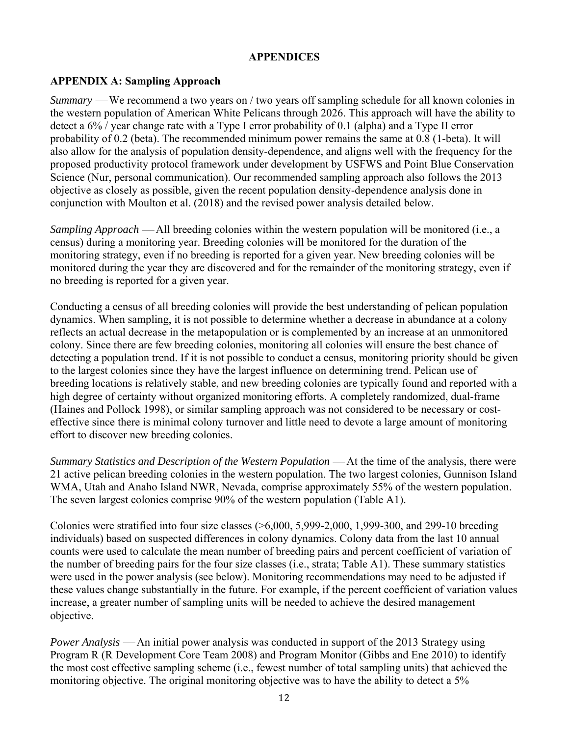**APPENDICES**

## APPENDIX A: Sampling Approach

*Summary* — We recommend a two years on / two years off sampling schedule for all known colonies in the western population of American White Pelicans through 2026. This approach will have the ability to detect a 6% / year change rate with a Type I error probability of 0.1 (alpha) and a Type II error probability of 0.2 (beta). The recommended minimum power remains the same at 0.8 (1-beta). It will also allow for the analysis of population density-dependence, and aligns well with the frequency for the proposed productivity protocol framework under development by USFWS and Point Blue Conservation Science (Nur, personal communication). Our recommended sampling approach also follows the 2013 objective as closely as possible, given the recent population density-dependence analysis done in conjunction with Moulton et al. (2018) and the revised power analysis detailed below.

*Sampling Approach* — All breeding colonies within the western population will be monitored (i.e., a census) during a monitoring year. Breeding colonies will be monitored for the duration of the monitoring strategy, even if no breeding is reported for a given year. New breeding colonies will be monitored during the year they are discovered and for the remainder of the monitoring strategy, even if no breeding is reported for a given year.

Conducting a census of all breeding colonies will provide the best understanding of pelican population dynamics. When sampling, it is not possible to determine whether a decrease in abundance at a colony reflects an actual decrease in the metapopulation or is complemented by an increase at an unmonitored colony. Since there are few breeding colonies, monitoring all colonies will ensure the best chance of detecting a population trend. If it is not possible to conduct a census, monitoring priority should be given to the largest colonies since they have the largest influence on determining trend. Pelican use of breeding locations is relatively stable, and new breeding colonies are typically found and reported with a high degree of certainty without organized monitoring efforts. A completely randomized, dual-frame (Haines and Pollock 1998), or similar sampling approach was not considered to be necessary or cost-effective since there is minimal colony turnover and little need to devote a large amount of monitoring effort to discover new breeding colonies.

*Summary Statistics and Description of the Western Population* — At the time of the analysis, there were 21 active pelican breeding colonies in the western population. The two largest colonies, Gunnison Island WMA, Utah and Anaho Island NWR, Nevada, comprise approximately 55% of the western population. The seven largest colonies comprise 90% of the western population (Table A1).

Colonies were stratified into four size classes (>6,000, 5,999-2,000, 1,999-300, and 299-10 breeding individuals) based on suspected differences in colony dynamics. Colony data from the last 10 annual counts were used to calculate the mean number of breeding pairs and percent coefficient of variation of the number of breeding pairs for the four size classes (i.e., strata; Table A1). These summary statistics were used in the power analysis (see below). Monitoring recommendations may need to be adjusted if these values change substantially in the future. For example, if the percent coefficient of variation values increase, a greater number of sampling units will be needed to achieve the desired management objective.

*Power Analysis* — An initial power analysis was conducted in support of the 2013 Strategy using Program R (R Development Core Team 2008) and Program Monitor (Gibbs and Ene 2010) to identify the most cost effective sampling scheme (i.e., fewest number of total sampling units) that achieved the monitoring objective. The original monitoring objective was to have the ability to detect a 5%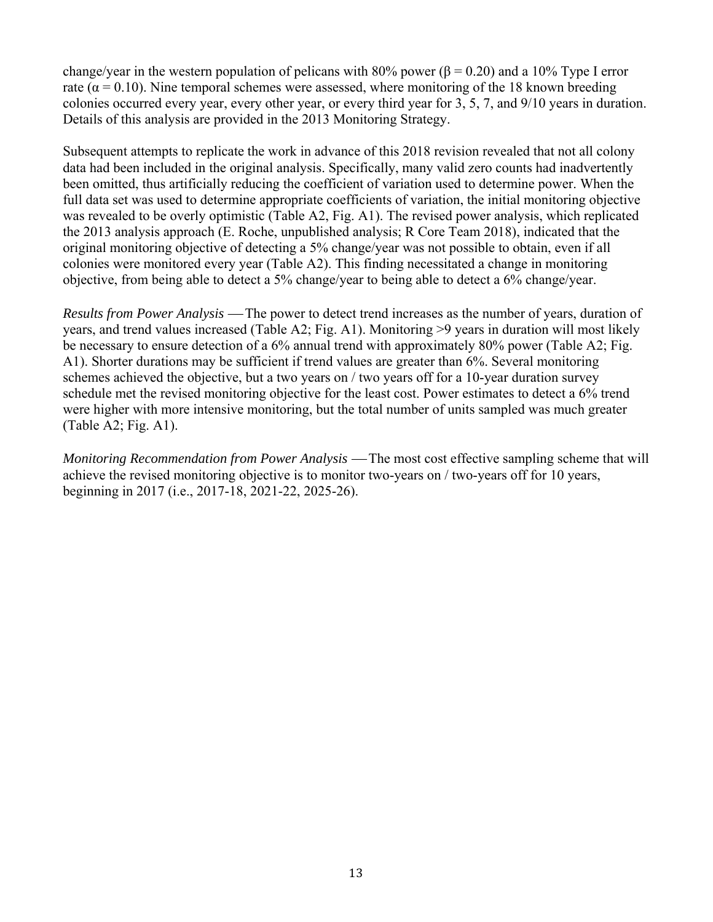change/year in the western population of pelicans with 80% power ($\beta = 0.20$) and a 10% Type I error rate ($\alpha = 0.10$). Nine temporal schemes were assessed, where monitoring of the 18 known breeding colonies occurred every year, every other year, or every third year for 3, 5, 7, and 9/10 years in duration. Details of this analysis are provided in the 2013 Monitoring Strategy.

Subsequent attempts to replicate the work in advance of this 2018 revision revealed that not all colony data had been included in the original analysis. Specifically, many valid zero counts had inadvertently been omitted, thus artificially reducing the coefficient of variation used to determine power. When the full data set was used to determine appropriate coefficients of variation, the initial monitoring objective was revealed to be overly optimistic (Table A2, Fig. A1). The revised power analysis, which replicated the 2013 analysis approach (E. Roche, unpublished analysis; R Core Team 2018), indicated that the original monitoring objective of detecting a 5% change/year was not possible to obtain, even if all colonies were monitored every year (Table A2). This finding necessitated a change in monitoring objective, from being able to detect a 5% change/year to being able to detect a 6% change/year.

*Results from Power Analysis* — The power to detect trend increases as the number of years, duration of years, and trend values increased (Table A2; Fig. A1). Monitoring >9 years in duration will most likely be necessary to ensure detection of a 6% annual trend with approximately 80% power (Table A2; Fig. A1). Shorter durations may be sufficient if trend values are greater than 6%. Several monitoring schemes achieved the objective, but a two years on / two years off for a 10-year duration survey schedule met the revised monitoring objective for the least cost. Power estimates to detect a 6% trend were higher with more intensive monitoring, but the total number of units sampled was much greater (Table A2; Fig. A1).

*Monitoring Recommendation from Power Analysis* — The most cost effective sampling scheme that will achieve the revised monitoring objective is to monitor two-years on / two-years off for 10 years, beginning in 2017 (i.e., 2017-18, 2021-22, 2025-26).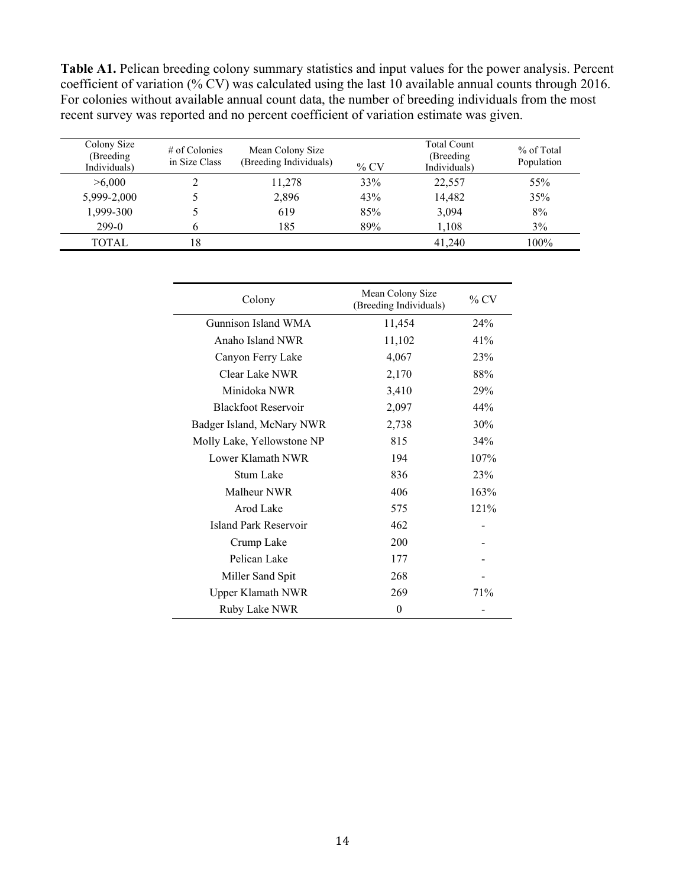**Table A1.** Pelican breeding colony summary statistics and input values for the power analysis. Percent coefficient of variation (% CV) was calculated using the last 10 available annual counts through 2016. For colonies without available annual count data, the number of breeding individuals from the most recent survey was reported and no percent coefficient of variation estimate was given.

| Colony Size (Breeding Individuals) | # of Colonies in Size Class | Mean Colony Size (Breeding Individuals) | % CV | Total Count (Breeding Individuals) | % of Total Population |
|---|---|---|---|---|---|
| >6,000 | 2 | 11,278 | 33% | 22,557 | 55% |
| 5,999-2,000 | 5 | 2,896 | 43% | 14,482 | 35% |
| 1,999-300 | 5 | 619 | 85% | 3,094 | 8% |
| 299-0 | 6 | 185 | 89% | 1,108 | 3% |
| TOTAL | 18 | | | 41,240 | 100% |

| Colony | Mean Colony Size (Breeding Individuals) | % CV |
|---|---|---|
| Gunnison Island WMA | 11,454 | 24% |
| Anaho Island NWR | 11,102 | 41% |
| Canyon Ferry Lake | 4,067 | 23% |
| Clear Lake NWR | 2,170 | 88% |
| Minidoka NWR | 3,410 | 29% |
| Blackfoot Reservoir | 2,097 | 44% |
| Badger Island, McNary NWR | 2,738 | 30% |
| Molly Lake, Yellowstone NP | 815 | 34% |
| Lower Klamath NWR | 194 | 107% |
| Stum Lake | 836 | 23% |
| Malheur NWR | 406 | 163% |
| Arod Lake | 575 | 121% |
| Island Park Reservoir | 462 | - |
| Crump Lake | 200 | - |
| Pelican Lake | 177 | - |
| Miller Sand Spit | 268 | - |
| Upper Klamath NWR | 269 | 71% |
| Ruby Lake NWR | 0 | - |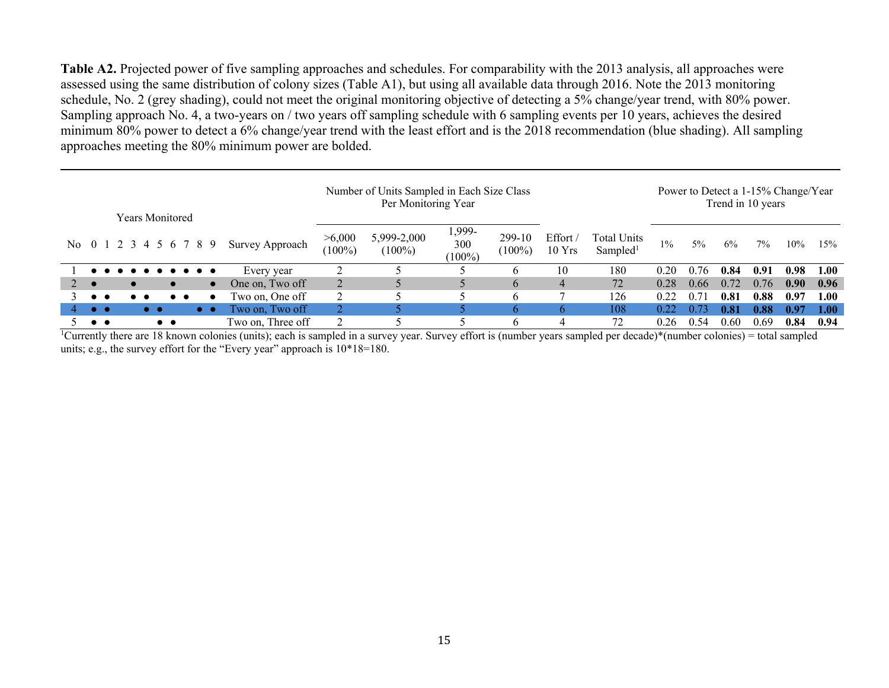**Table A2.** Projected power of five sampling approaches and schedules. For comparability with the 2013 analysis, all approaches were assessed using the same distribution of colony sizes (Table A1), but using all available data through 2016. Note the 2013 monitoring schedule, No. 2 (grey shading), could not meet the original monitoring objective of detecting a 5% change/year trend, with 80% power. Sampling approach No. 4, a two-years on / two years off sampling schedule with 6 sampling events per 10 years, achieves the desired minimum 80% power to detect a 6% change/year trend with the least effort and is the 2018 recommendation (blue shading). All sampling approaches meeting the 80% minimum power are bolded.

| Years Monitored | | | | | | | | | | | | Number of Units Sampled in Each Size Class Per Monitoring Year | | | | | | Power to Detect a 1-15% Change/Year Trend in 10 years | | | | | |
|---|---|---|---|---|---|---|---|---|---|---|---|---|---|---|---|---|---|---|---|---|---|---|---|
| No | 0 | 1 | 2 | 3 | 4 | 5 | 6 | 7 | 8 | 9 | Survey Approach | >6,000 (100%) | 5,999-2,000 (100%) | 1,999-300 (100%) | 299-10 (100%) | Effort / 10 Yrs | Total Units Sampled[1] | 1% | 5% | 6% | 7% | 10% | 15% |
| 1 | ● | ● | ● | ● | ● | ● | ● | ● | ● | ● | Every year | 2 | 5 | 5 | 6 | 10 | 180 | 0.20 | 0.76 | **0.84** | **0.91** | **0.98** | **1.00** |
| 2 | ● | | | ● | | | ● | | | ● | One on, Two off | 2 | 5 | 5 | 6 | 4 | 72 | 0.28 | 0.66 | 0.72 | 0.76 | **0.90** | **0.96** |
| 3 | ● | ● | | ● | ● | | ● | ● | | ● | Two on, One off | 2 | 5 | 5 | 6 | 7 | 126 | 0.22 | 0.71 | **0.81** | **0.88** | **0.97** | **1.00** |
| 4 | ● | ● | | | ● | ● | | | ● | ● | Two on, Two off | 2 | 5 | 5 | 6 | 6 | 108 | 0.22 | 0.73 | **0.81** | **0.88** | **0.97** | **1.00** |
| 5 | ● | ● | | | | ● | ● | | | | Two on, Three off | 2 | 5 | 5 | 6 | 4 | 72 | 0.26 | 0.54 | 0.60 | 0.69 | **0.84** | **0.94** |

[1]Currently there are 18 known colonies (units); each is sampled in a survey year. Survey effort is (number years sampled per decade)*(number colonies) = total sampled units; e.g., the survey effort for the "Every year" approach is 10*18=180.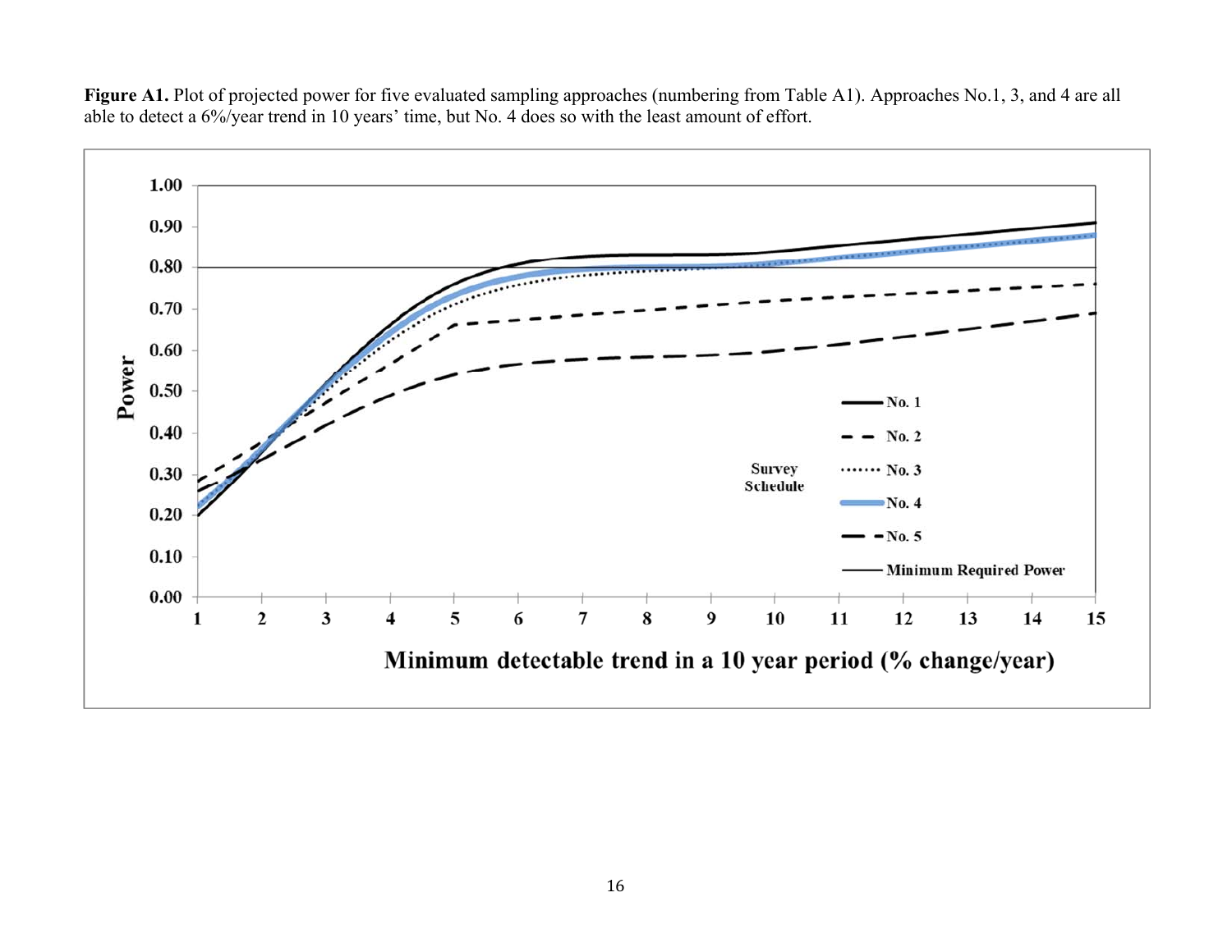**Figure A1.** Plot of projected power for five evaluated sampling approaches (numbering from Table A1). Approaches No.1, 3, and 4 are all able to detect a 6%/year trend in 10 years' time, but No. 4 does so with the least amount of effort.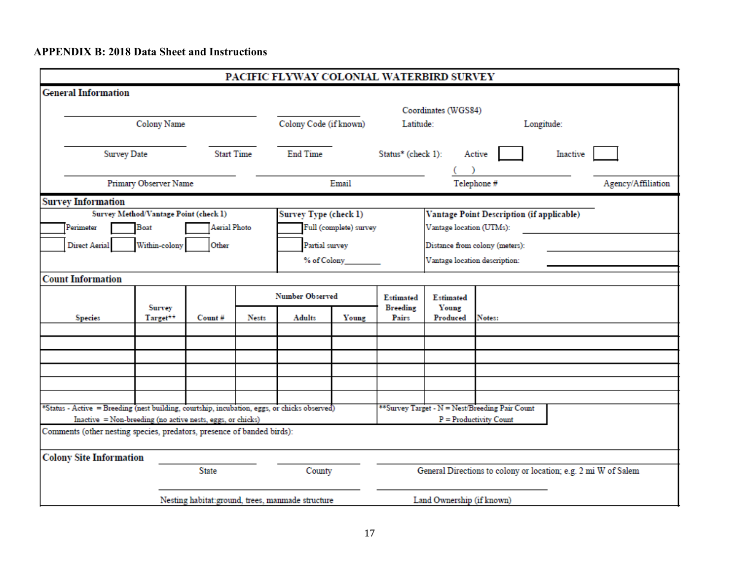## APPENDIX B: 2018 Data Sheet and Instructions

### PACIFIC FLYWAY COLONIAL WATERBIRD SURVEY

**General Information**

| | | |
|---|---|---|
| Colony Name: ________ | Colony Code (if known): ________ | Coordinates (WGS84) Latitude: ________ Longitude: ________ |
| Survey Date: ________ Start Time: ________ | End Time: ________ | Status* (check 1): Active [ ] Inactive [ ] |
| Primary Observer Name: ________ | Email: ________ | Telephone #: ( ) ________ Agency/Affiliation: ________ |

**Survey Information**

| Survey Method/Vantage Point (check 1) | Survey Type (check 1) | Vantage Point Description (if applicable) |
|---|---|---|
| [ ] Perimeter [ ] Boat [ ] Aerial Photo | [ ] Full (complete) survey | Vantage location (UTMs): ________ |
| [ ] Direct Aerial [ ] Within-colony [ ] Other | [ ] Partial survey | Distance from colony (meters): ________ |
| | % of Colony________ | Vantage location description: ________ |

**Count Information**

| Species | Survey Target** | Count # | Number Observed | | | Estimated Breeding Pairs | Estimated Young Produced | Notes: |
|---|---|---|---|---|---|---|---|---|
| | | | Nests | Adults | Young | | | |
| | | | | | | | | |
| | | | | | | | | |
| | | | | | | | | |
| | | | | | | | | |
| | | | | | | | | |
| | | | | | | | | |

*Status - Active = Breeding (nest building, courtship, incubation, eggs, or chicks observed)
Inactive = Non-breeding (no active nests, eggs, or chicks)

**Survey Target - N = Nest/Breeding Pair Count
P = Productivity Count

Comments (other nesting species, predators, presence of banded birds):

**Colony Site Information**

State: ________ County: ________ General Directions to colony or location; e.g. 2 mi W of Salem: ________

Nesting habitat:ground, trees, manmade structure: ________ Land Ownership (if known): ________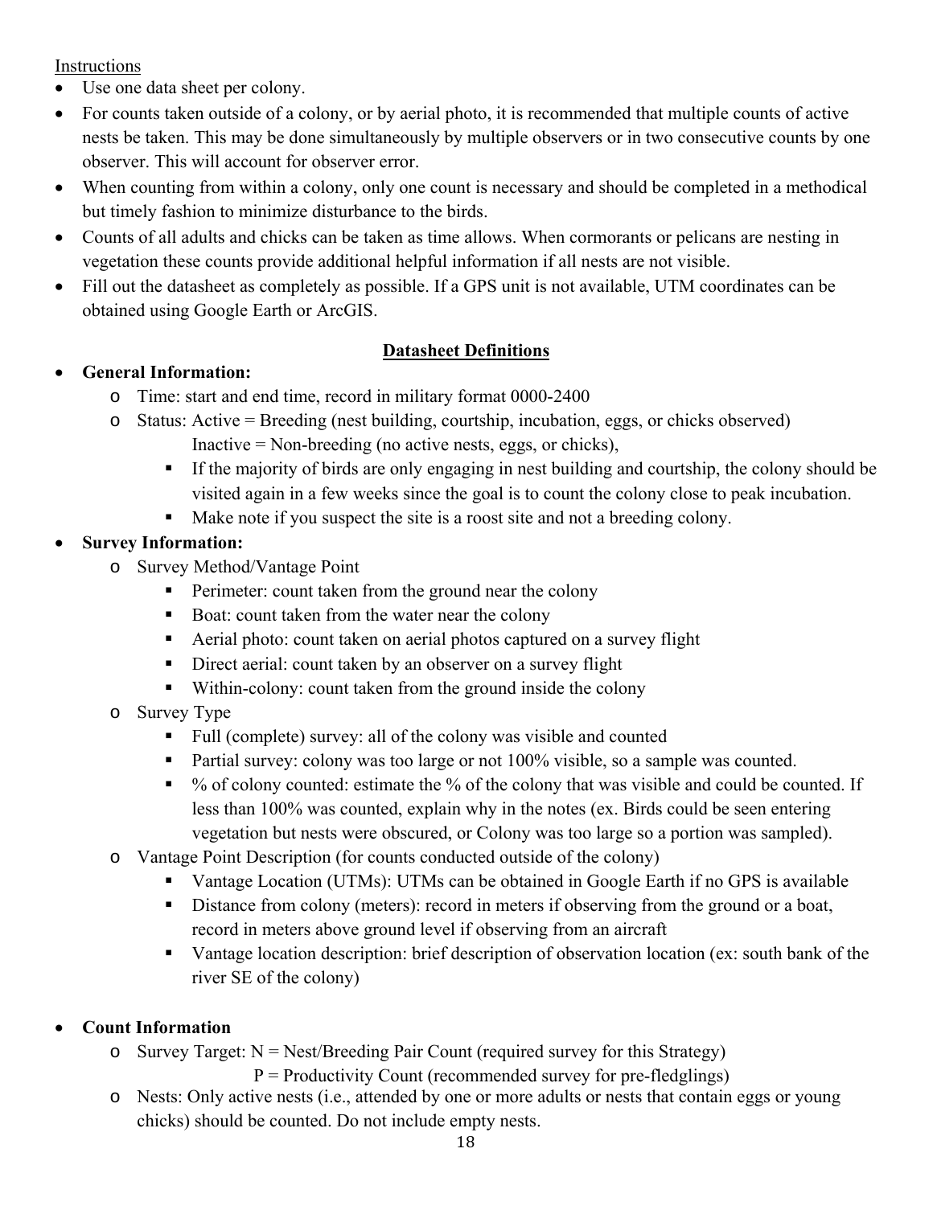Instructions

- Use one data sheet per colony.
- For counts taken outside of a colony, or by aerial photo, it is recommended that multiple counts of active nests be taken. This may be done simultaneously by multiple observers or in two consecutive counts by one observer. This will account for observer error.
- When counting from within a colony, only one count is necessary and should be completed in a methodical but timely fashion to minimize disturbance to the birds.
- Counts of all adults and chicks can be taken as time allows. When cormorants or pelicans are nesting in vegetation these counts provide additional helpful information if all nests are not visible.
- Fill out the datasheet as completely as possible. If a GPS unit is not available, UTM coordinates can be obtained using Google Earth or ArcGIS.

**Datasheet Definitions**

- **General Information:**
  - Time: start and end time, record in military format 0000-2400
  - Status: Active = Breeding (nest building, courtship, incubation, eggs, or chicks observed)
    Inactive = Non-breeding (no active nests, eggs, or chicks),
    - If the majority of birds are only engaging in nest building and courtship, the colony should be visited again in a few weeks since the goal is to count the colony close to peak incubation.
    - Make note if you suspect the site is a roost site and not a breeding colony.
- **Survey Information:**
  - Survey Method/Vantage Point
    - Perimeter: count taken from the ground near the colony
    - Boat: count taken from the water near the colony
    - Aerial photo: count taken on aerial photos captured on a survey flight
    - Direct aerial: count taken by an observer on a survey flight
    - Within-colony: count taken from the ground inside the colony
  - Survey Type
    - Full (complete) survey: all of the colony was visible and counted
    - Partial survey: colony was too large or not 100% visible, so a sample was counted.
    - % of colony counted: estimate the % of the colony that was visible and could be counted. If less than 100% was counted, explain why in the notes (ex. Birds could be seen entering vegetation but nests were obscured, or Colony was too large so a portion was sampled).
  - Vantage Point Description (for counts conducted outside of the colony)
    - Vantage Location (UTMs): UTMs can be obtained in Google Earth if no GPS is available
    - Distance from colony (meters): record in meters if observing from the ground or a boat, record in meters above ground level if observing from an aircraft
    - Vantage location description: brief description of observation location (ex: south bank of the river SE of the colony)

- **Count Information**
  - Survey Target: N = Nest/Breeding Pair Count (required survey for this Strategy)
    P = Productivity Count (recommended survey for pre-fledglings)
  - Nests: Only active nests (i.e., attended by one or more adults or nests that contain eggs or young chicks) should be counted. Do not include empty nests.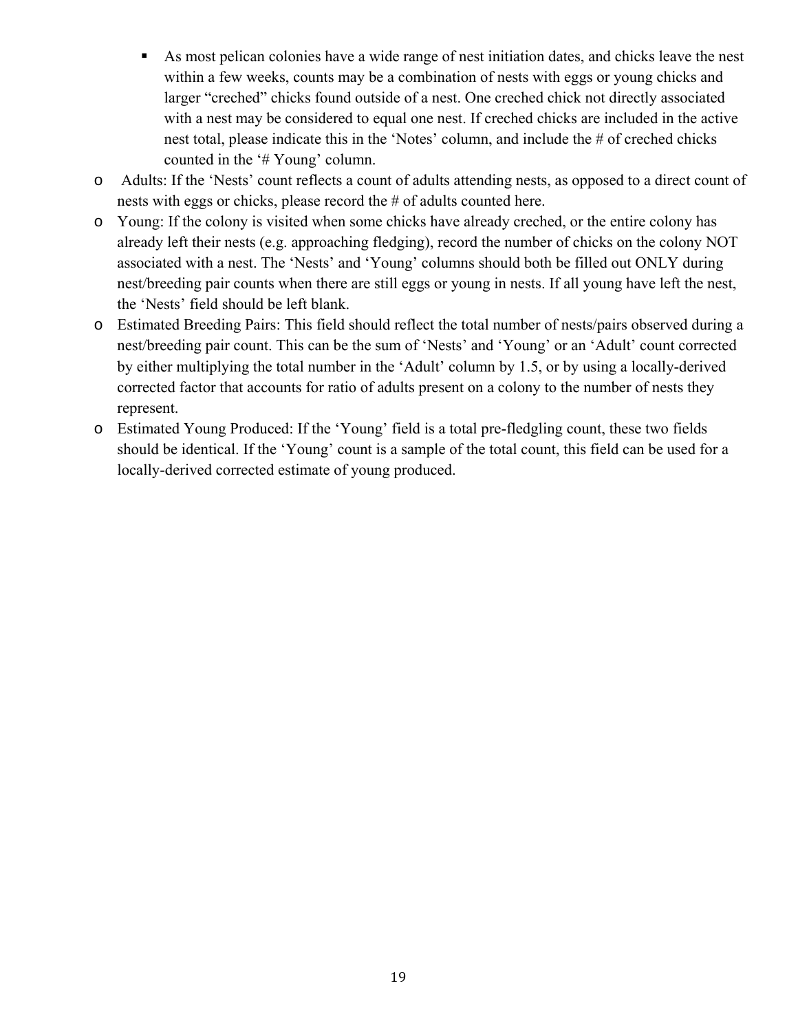- As most pelican colonies have a wide range of nest initiation dates, and chicks leave the nest within a few weeks, counts may be a combination of nests with eggs or young chicks and larger "creched" chicks found outside of a nest. One creched chick not directly associated with a nest may be considered to equal one nest. If creched chicks are included in the active nest total, please indicate this in the 'Notes' column, and include the # of creched chicks counted in the '# Young' column.
- Adults: If the 'Nests' count reflects a count of adults attending nests, as opposed to a direct count of nests with eggs or chicks, please record the # of adults counted here.
- Young: If the colony is visited when some chicks have already creched, or the entire colony has already left their nests (e.g. approaching fledging), record the number of chicks on the colony NOT associated with a nest. The 'Nests' and 'Young' columns should both be filled out ONLY during nest/breeding pair counts when there are still eggs or young in nests. If all young have left the nest, the 'Nests' field should be left blank.
- Estimated Breeding Pairs: This field should reflect the total number of nests/pairs observed during a nest/breeding pair count. This can be the sum of 'Nests' and 'Young' or an 'Adult' count corrected by either multiplying the total number in the 'Adult' column by 1.5, or by using a locally-derived corrected factor that accounts for ratio of adults present on a colony to the number of nests they represent.
- Estimated Young Produced: If the 'Young' field is a total pre-fledgling count, these two fields should be identical. If the 'Young' count is a sample of the total count, this field can be used for a locally-derived corrected estimate of young produced.